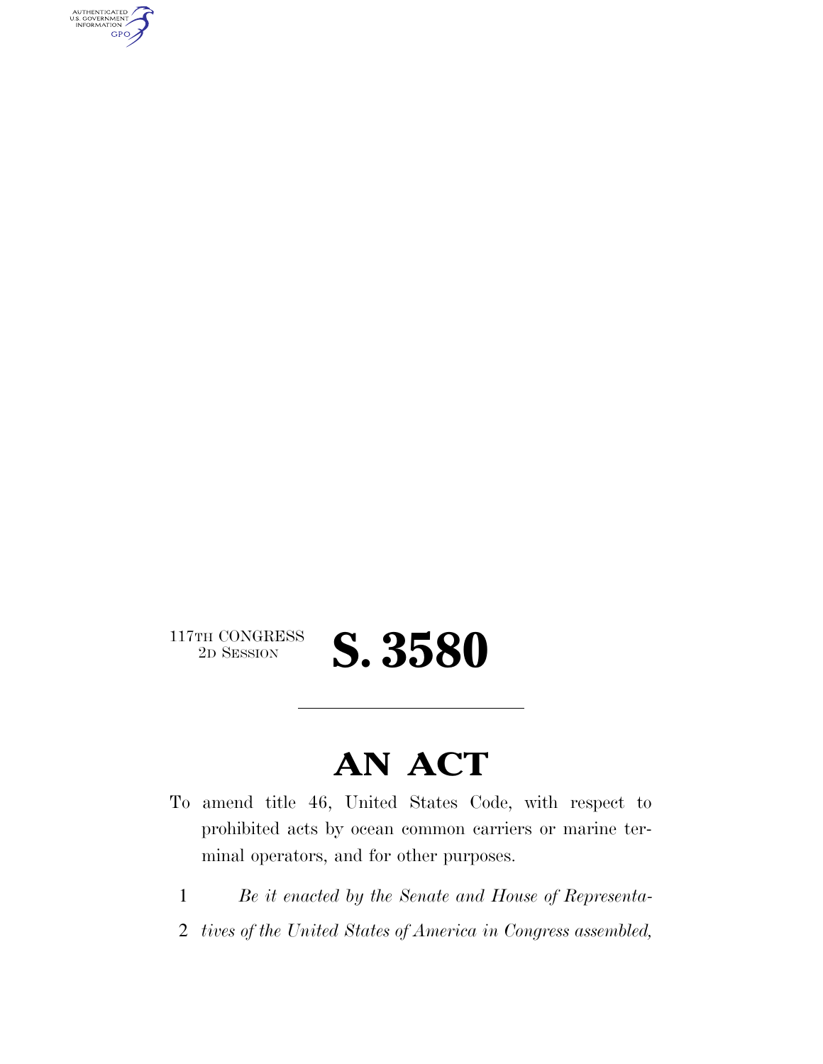117TH CONGRESS
2D SESSION

# S. 3580

## AN ACT

To amend title 46, United States Code, with respect to prohibited acts by ocean common carriers or marine terminal operators, and for other purposes.

*Be it enacted by the Senate and House of Representatives of the United States of America in Congress assembled,*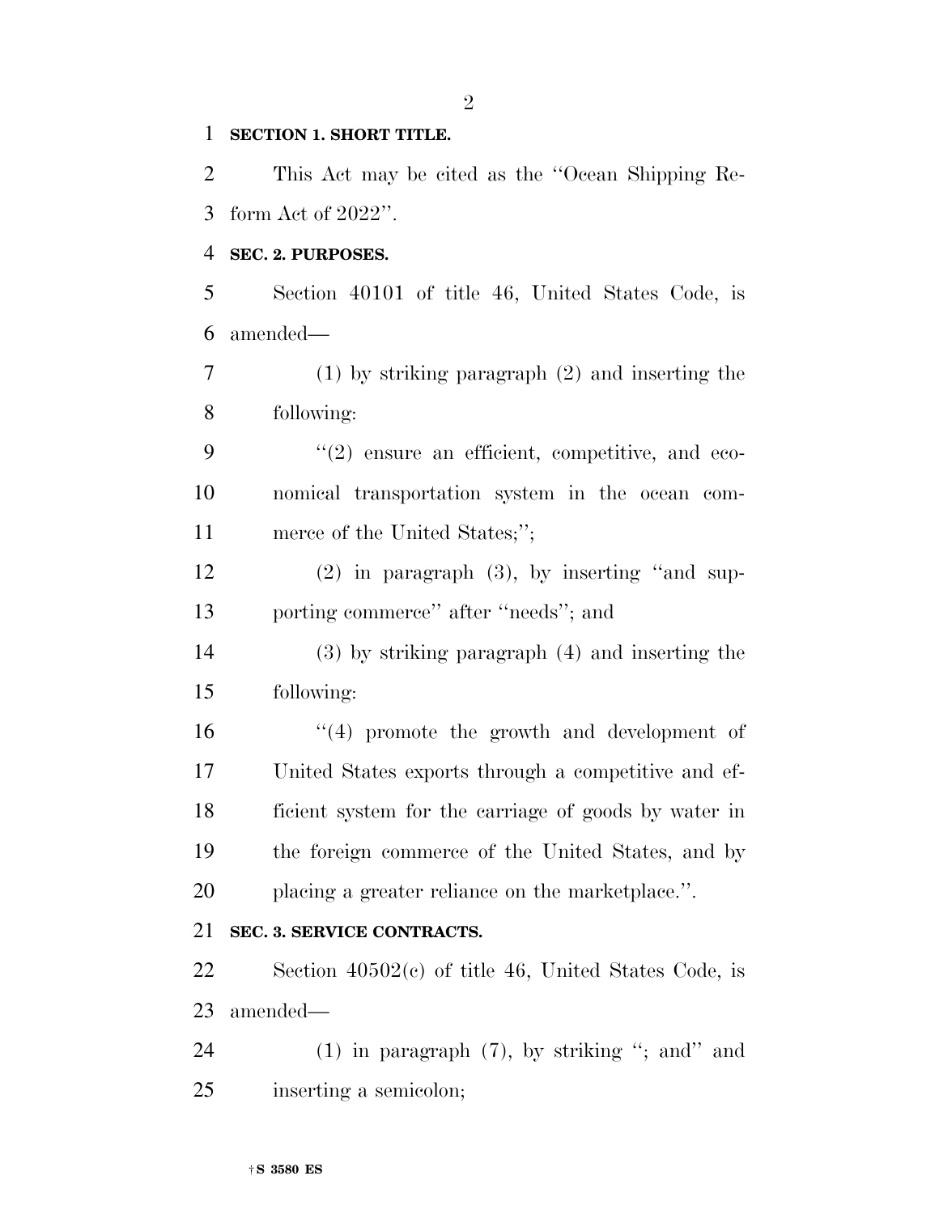**SECTION 1. SHORT TITLE.**

This Act may be cited as the ''Ocean Shipping Reform Act of 2022''.

**SEC. 2. PURPOSES.**

Section 40101 of title 46, United States Code, is amended—

(1) by striking paragraph (2) and inserting the following:

''(2) ensure an efficient, competitive, and economical transportation system in the ocean commerce of the United States;'';

(2) in paragraph (3), by inserting ''and supporting commerce'' after ''needs''; and

(3) by striking paragraph (4) and inserting the following:

''(4) promote the growth and development of United States exports through a competitive and efficient system for the carriage of goods by water in the foreign commerce of the United States, and by placing a greater reliance on the marketplace.''.

**SEC. 3. SERVICE CONTRACTS.**

Section 40502(c) of title 46, United States Code, is amended—

(1) in paragraph (7), by striking ''; and'' and inserting a semicolon;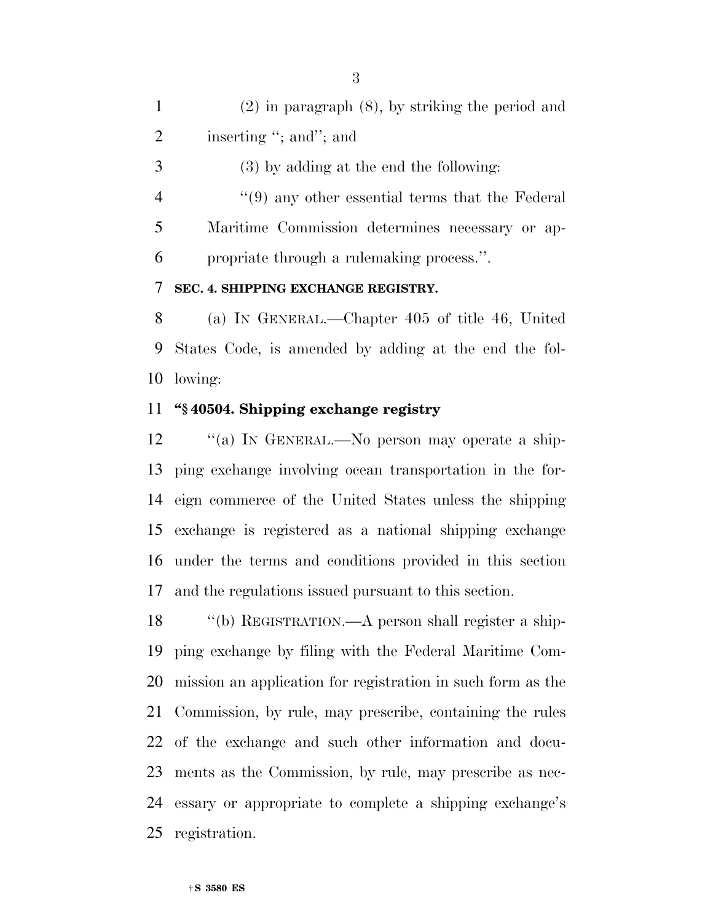(2) in paragraph (8), by striking the period and inserting ''; and''; and

(3) by adding at the end the following:

''(9) any other essential terms that the Federal Maritime Commission determines necessary or appropriate through a rulemaking process.''.

**SEC. 4. SHIPPING EXCHANGE REGISTRY.**

(a) IN GENERAL.—Chapter 405 of title 46, United States Code, is amended by adding at the end the following:

**''§ 40504. Shipping exchange registry**

''(a) IN GENERAL.—No person may operate a shipping exchange involving ocean transportation in the foreign commerce of the United States unless the shipping exchange is registered as a national shipping exchange under the terms and conditions provided in this section and the regulations issued pursuant to this section.

''(b) REGISTRATION.—A person shall register a shipping exchange by filing with the Federal Maritime Commission an application for registration in such form as the Commission, by rule, may prescribe, containing the rules of the exchange and such other information and documents as the Commission, by rule, may prescribe as necessary or appropriate to complete a shipping exchange's registration.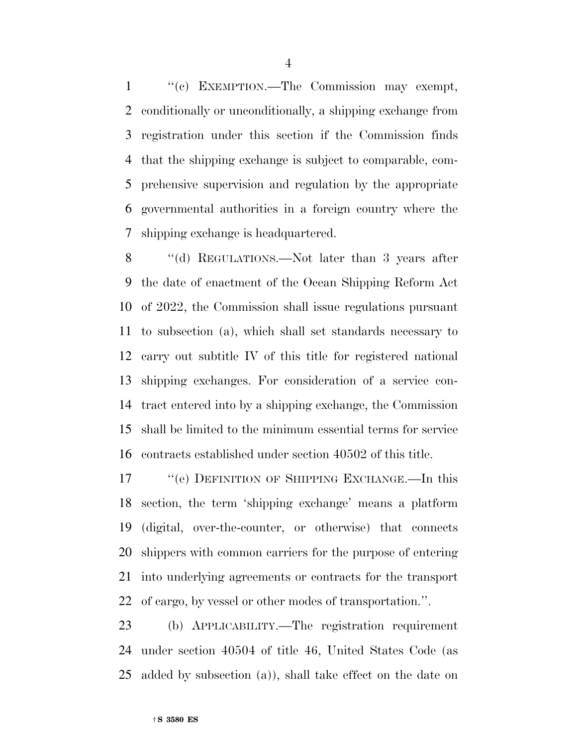"(c) EXEMPTION.—The Commission may exempt, conditionally or unconditionally, a shipping exchange from registration under this section if the Commission finds that the shipping exchange is subject to comparable, comprehensive supervision and regulation by the appropriate governmental authorities in a foreign country where the shipping exchange is headquartered.

"(d) REGULATIONS.—Not later than 3 years after the date of enactment of the Ocean Shipping Reform Act of 2022, the Commission shall issue regulations pursuant to subsection (a), which shall set standards necessary to carry out subtitle IV of this title for registered national shipping exchanges. For consideration of a service contract entered into by a shipping exchange, the Commission shall be limited to the minimum essential terms for service contracts established under section 40502 of this title.

"(e) DEFINITION OF SHIPPING EXCHANGE.—In this section, the term 'shipping exchange' means a platform (digital, over-the-counter, or otherwise) that connects shippers with common carriers for the purpose of entering into underlying agreements or contracts for the transport of cargo, by vessel or other modes of transportation.".

(b) APPLICABILITY.—The registration requirement under section 40504 of title 46, United States Code (as added by subsection (a)), shall take effect on the date on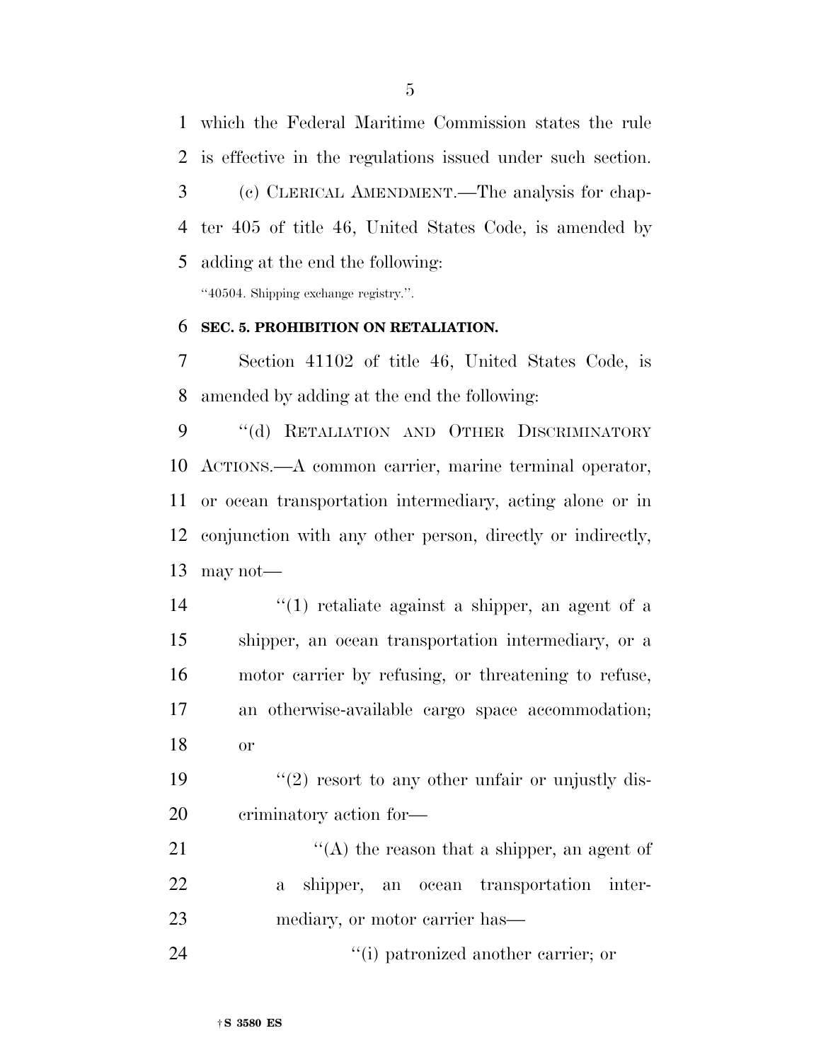which the Federal Maritime Commission states the rule is effective in the regulations issued under such section.

(c) CLERICAL AMENDMENT.—The analysis for chapter 405 of title 46, United States Code, is amended by adding at the end the following:

"40504. Shipping exchange registry.".

**SEC. 5. PROHIBITION ON RETALIATION.**

Section 41102 of title 46, United States Code, is amended by adding at the end the following:

"(d) RETALIATION AND OTHER DISCRIMINATORY ACTIONS.—A common carrier, marine terminal operator, or ocean transportation intermediary, acting alone or in conjunction with any other person, directly or indirectly, may not—

"(1) retaliate against a shipper, an agent of a shipper, an ocean transportation intermediary, or a motor carrier by refusing, or threatening to refuse, an otherwise-available cargo space accommodation; or

"(2) resort to any other unfair or unjustly discriminatory action for—

"(A) the reason that a shipper, an agent of a shipper, an ocean transportation intermediary, or motor carrier has—

"(i) patronized another carrier; or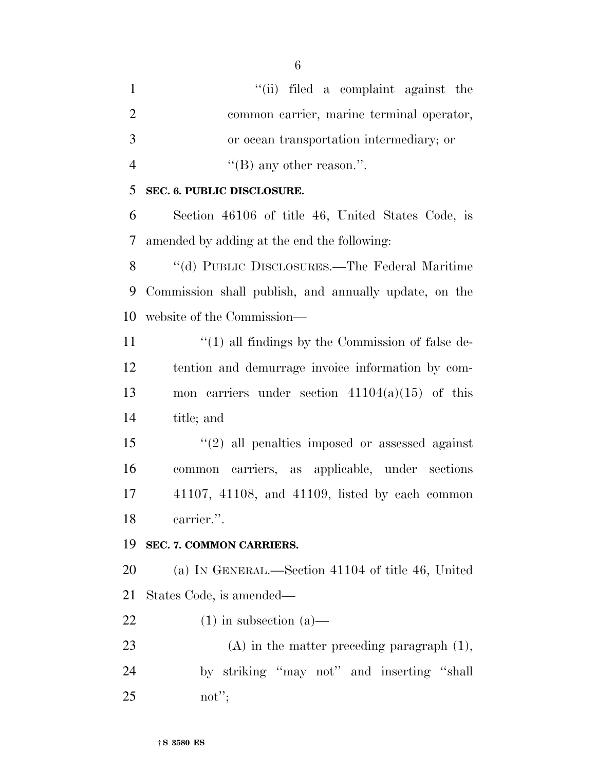"(ii) filed a complaint against the common carrier, marine terminal operator, or ocean transportation intermediary; or

"(B) any other reason.".

**SEC. 6. PUBLIC DISCLOSURE.**

Section 46106 of title 46, United States Code, is amended by adding at the end the following:

"(d) PUBLIC DISCLOSURES.—The Federal Maritime Commission shall publish, and annually update, on the website of the Commission—

"(1) all findings by the Commission of false detention and demurrage invoice information by common carriers under section 41104(a)(15) of this title; and

"(2) all penalties imposed or assessed against common carriers, as applicable, under sections 41107, 41108, and 41109, listed by each common carrier.".

**SEC. 7. COMMON CARRIERS.**

(a) IN GENERAL.—Section 41104 of title 46, United States Code, is amended—

(1) in subsection (a)—

(A) in the matter preceding paragraph (1), by striking "may not" and inserting "shall not";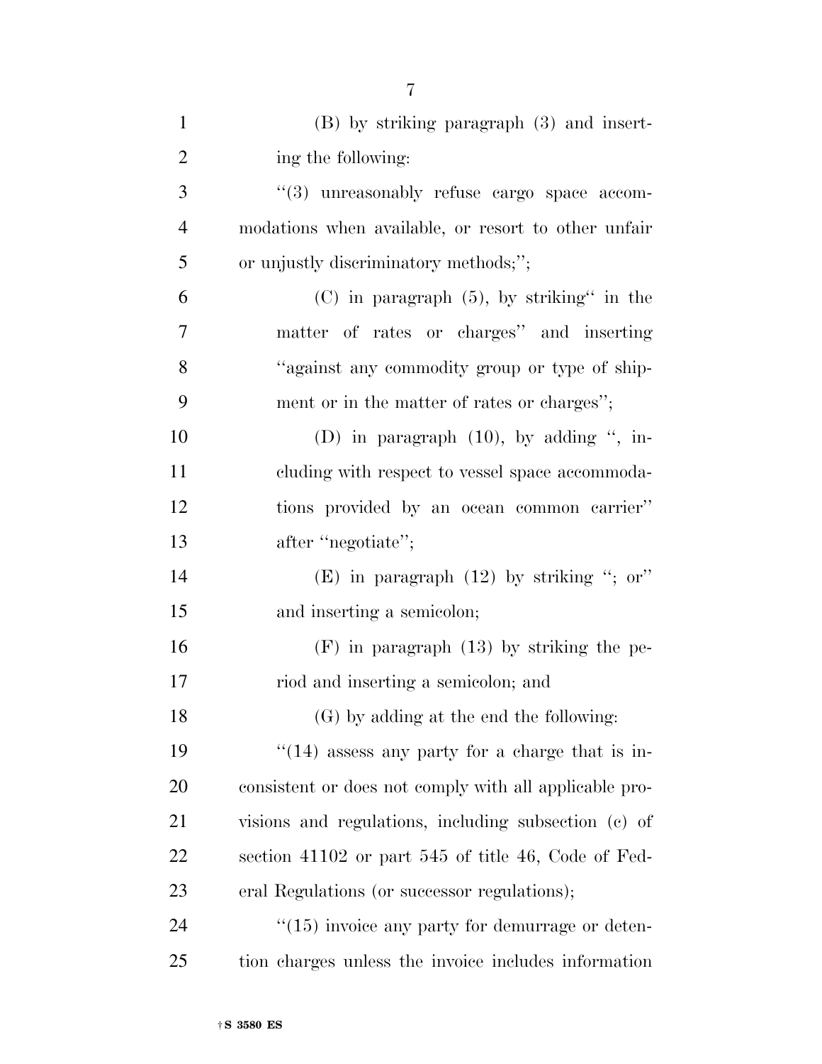(B) by striking paragraph (3) and inserting the following:

"(3) unreasonably refuse cargo space accommodations when available, or resort to other unfair or unjustly discriminatory methods;";

(C) in paragraph (5), by striking" in the matter of rates or charges" and inserting "against any commodity group or type of shipment or in the matter of rates or charges";

(D) in paragraph (10), by adding ", including with respect to vessel space accommodations provided by an ocean common carrier" after "negotiate";

(E) in paragraph (12) by striking "; or" and inserting a semicolon;

(F) in paragraph (13) by striking the period and inserting a semicolon; and

(G) by adding at the end the following:

"(14) assess any party for a charge that is inconsistent or does not comply with all applicable provisions and regulations, including subsection (c) of section 41102 or part 545 of title 46, Code of Federal Regulations (or successor regulations);

"(15) invoice any party for demurrage or detention charges unless the invoice includes information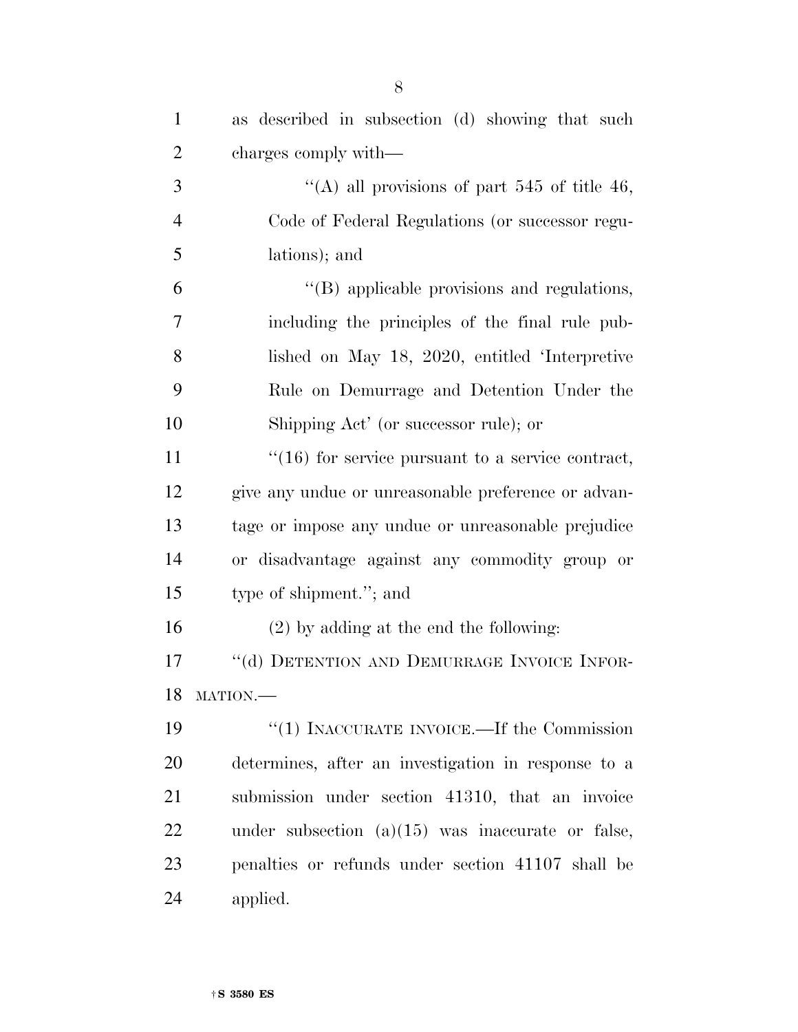as described in subsection (d) showing that such charges comply with—

''(A) all provisions of part 545 of title 46, Code of Federal Regulations (or successor regulations); and

''(B) applicable provisions and regulations, including the principles of the final rule published on May 18, 2020, entitled 'Interpretive Rule on Demurrage and Detention Under the Shipping Act' (or successor rule); or

''(16) for service pursuant to a service contract, give any undue or unreasonable preference or advantage or impose any undue or unreasonable prejudice or disadvantage against any commodity group or type of shipment.''; and

(2) by adding at the end the following:

''(d) DETENTION AND DEMURRAGE INVOICE INFORMATION.—

''(1) INACCURATE INVOICE.—If the Commission determines, after an investigation in response to a submission under section 41310, that an invoice under subsection (a)(15) was inaccurate or false, penalties or refunds under section 41107 shall be applied.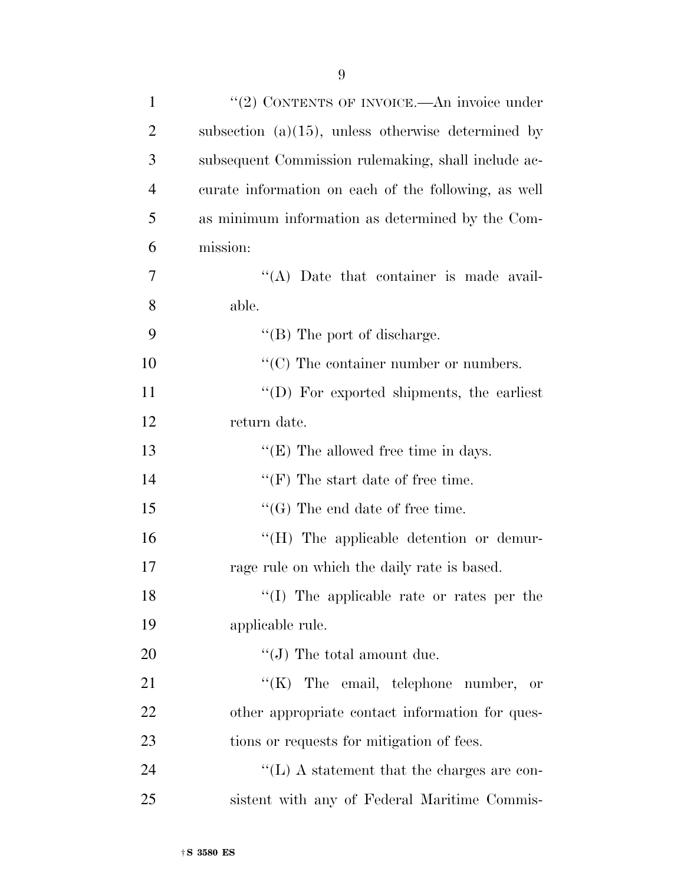"(2) CONTENTS OF INVOICE.—An invoice under subsection (a)(15), unless otherwise determined by subsequent Commission rulemaking, shall include accurate information on each of the following, as well as minimum information as determined by the Commission:

"(A) Date that container is made available.

"(B) The port of discharge.

"(C) The container number or numbers.

"(D) For exported shipments, the earliest return date.

"(E) The allowed free time in days.

"(F) The start date of free time.

"(G) The end date of free time.

"(H) The applicable detention or demurrage rule on which the daily rate is based.

"(I) The applicable rate or rates per the applicable rule.

"(J) The total amount due.

"(K) The email, telephone number, or other appropriate contact information for questions or requests for mitigation of fees.

"(L) A statement that the charges are consistent with any of Federal Maritime Commis-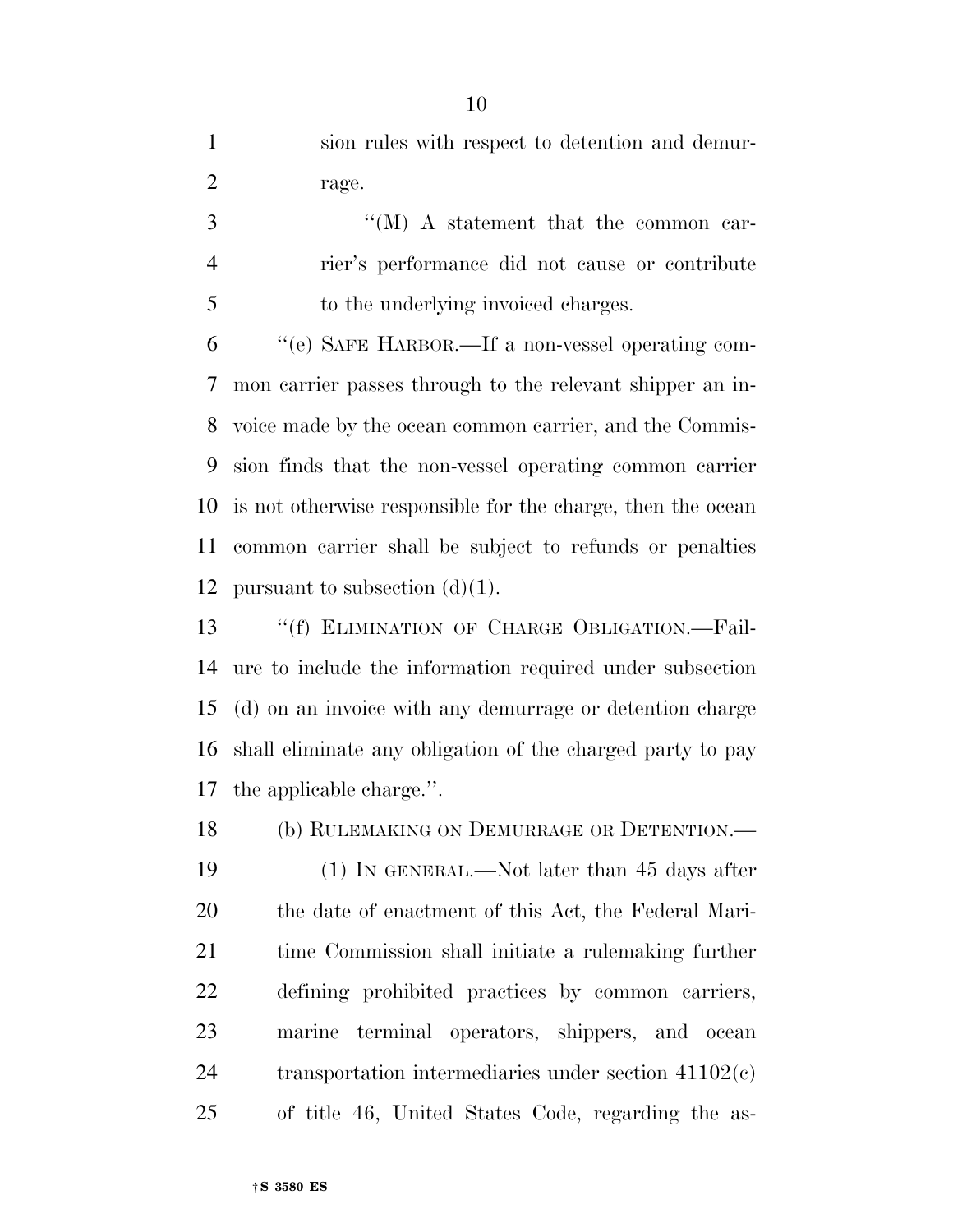sion rules with respect to detention and demurrage.

"(M) A statement that the common carrier's performance did not cause or contribute to the underlying invoiced charges.

"(e) SAFE HARBOR.—If a non-vessel operating common carrier passes through to the relevant shipper an invoice made by the ocean common carrier, and the Commission finds that the non-vessel operating common carrier is not otherwise responsible for the charge, then the ocean common carrier shall be subject to refunds or penalties pursuant to subsection (d)(1).

"(f) ELIMINATION OF CHARGE OBLIGATION.—Failure to include the information required under subsection (d) on an invoice with any demurrage or detention charge shall eliminate any obligation of the charged party to pay the applicable charge.".

(b) RULEMAKING ON DEMURRAGE OR DETENTION.—

(1) IN GENERAL.—Not later than 45 days after the date of enactment of this Act, the Federal Maritime Commission shall initiate a rulemaking further defining prohibited practices by common carriers, marine terminal operators, shippers, and ocean transportation intermediaries under section 41102(c) of title 46, United States Code, regarding the as-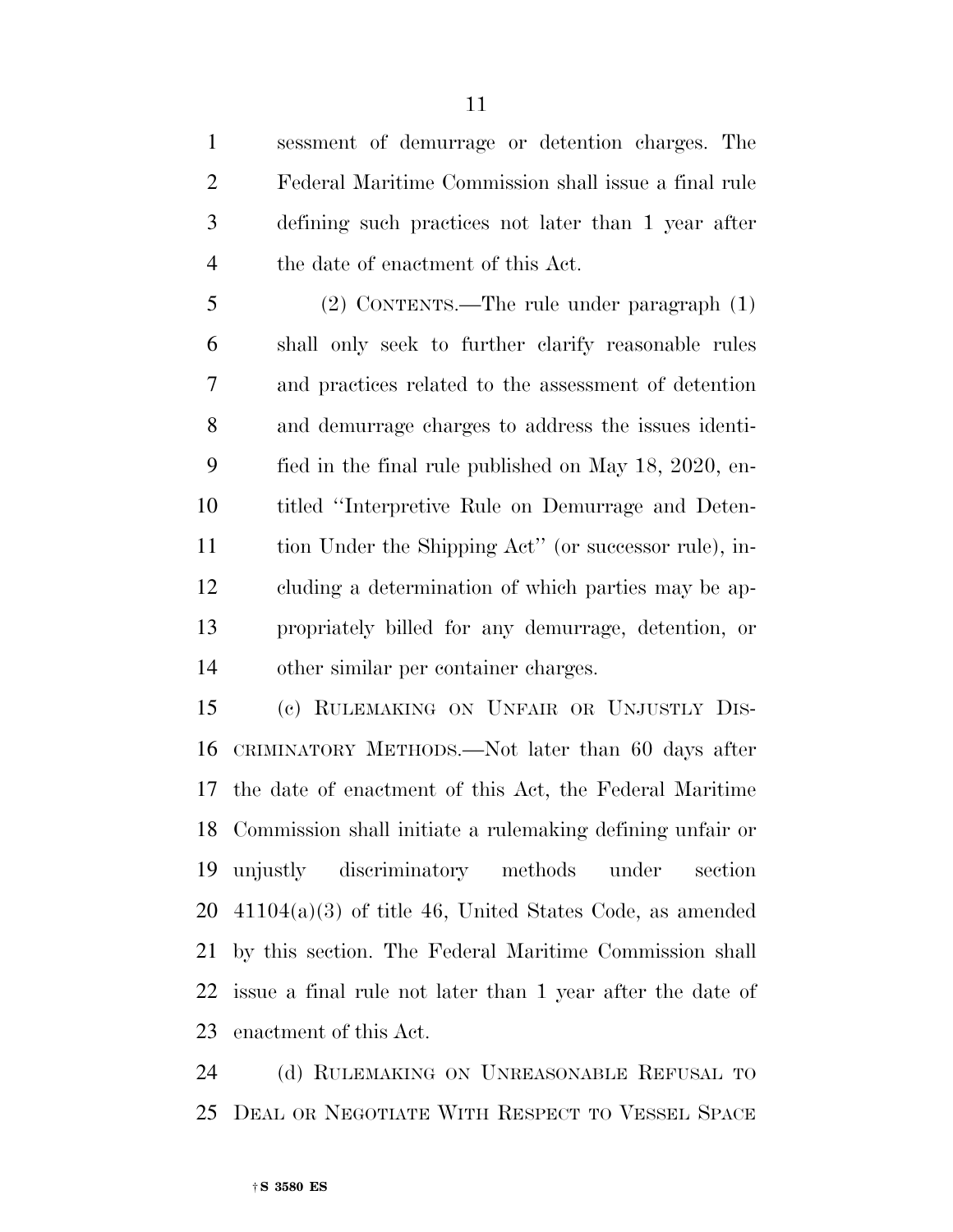sessment of demurrage or detention charges. The Federal Maritime Commission shall issue a final rule defining such practices not later than 1 year after the date of enactment of this Act.

(2) CONTENTS.—The rule under paragraph (1) shall only seek to further clarify reasonable rules and practices related to the assessment of detention and demurrage charges to address the issues identified in the final rule published on May 18, 2020, entitled ''Interpretive Rule on Demurrage and Detention Under the Shipping Act'' (or successor rule), including a determination of which parties may be appropriately billed for any demurrage, detention, or other similar per container charges.

(c) RULEMAKING ON UNFAIR OR UNJUSTLY DISCRIMINATORY METHODS.—Not later than 60 days after the date of enactment of this Act, the Federal Maritime Commission shall initiate a rulemaking defining unfair or unjustly discriminatory methods under section 41104(a)(3) of title 46, United States Code, as amended by this section. The Federal Maritime Commission shall issue a final rule not later than 1 year after the date of enactment of this Act.

(d) RULEMAKING ON UNREASONABLE REFUSAL TO DEAL OR NEGOTIATE WITH RESPECT TO VESSEL SPACE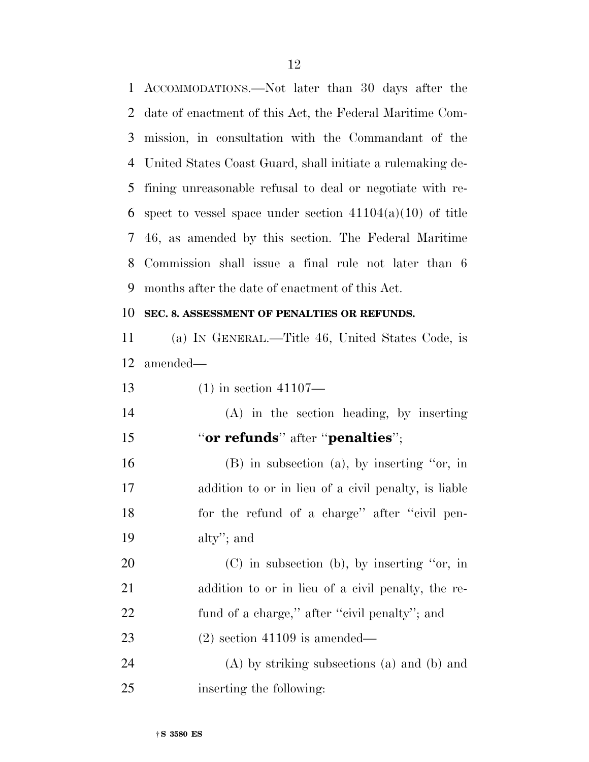ACCOMMODATIONS.—Not later than 30 days after the date of enactment of this Act, the Federal Maritime Commission, in consultation with the Commandant of the United States Coast Guard, shall initiate a rulemaking defining unreasonable refusal to deal or negotiate with respect to vessel space under section 41104(a)(10) of title 46, as amended by this section. The Federal Maritime Commission shall issue a final rule not later than 6 months after the date of enactment of this Act.

**SEC. 8. ASSESSMENT OF PENALTIES OR REFUNDS.**

(a) IN GENERAL.—Title 46, United States Code, is amended—

(1) in section 41107—

(A) in the section heading, by inserting "**or refunds**" after "**penalties**";

(B) in subsection (a), by inserting "or, in addition to or in lieu of a civil penalty, is liable for the refund of a charge" after "civil penalty"; and

(C) in subsection (b), by inserting "or, in addition to or in lieu of a civil penalty, the refund of a charge," after "civil penalty"; and

(2) section 41109 is amended—

(A) by striking subsections (a) and (b) and inserting the following: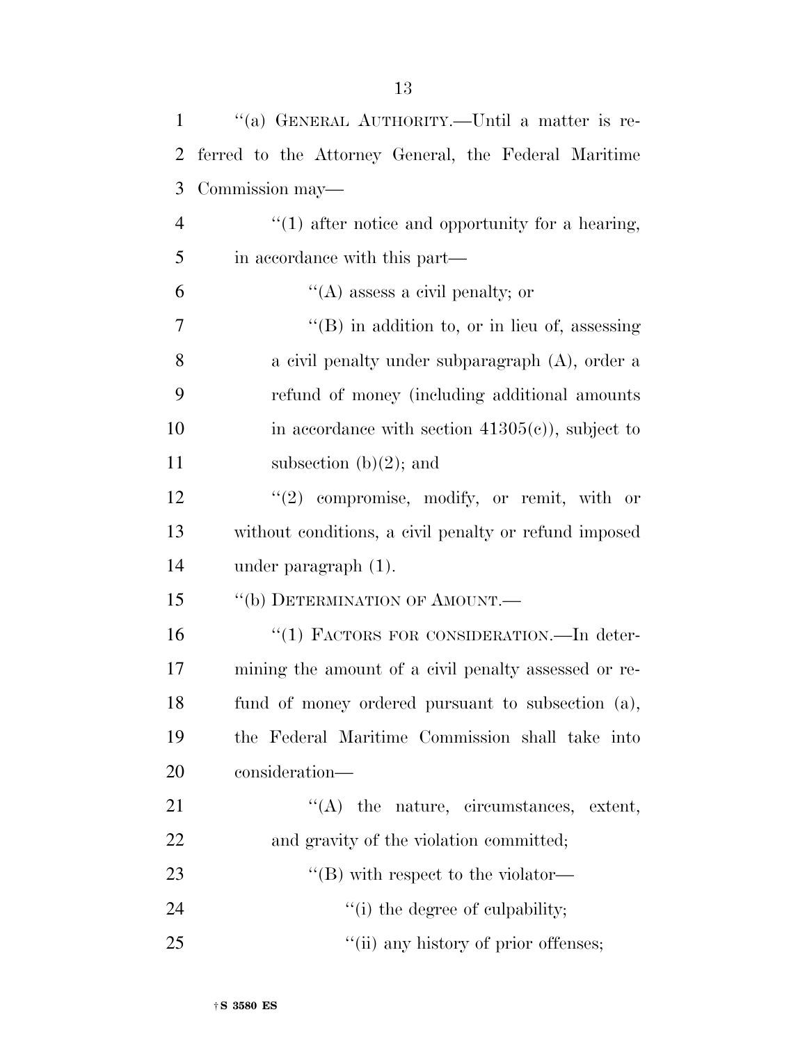"(a) GENERAL AUTHORITY.—Until a matter is referred to the Attorney General, the Federal Maritime Commission may—

"(1) after notice and opportunity for a hearing, in accordance with this part—

"(A) assess a civil penalty; or

"(B) in addition to, or in lieu of, assessing a civil penalty under subparagraph (A), order a refund of money (including additional amounts in accordance with section 41305(c)), subject to subsection (b)(2); and

"(2) compromise, modify, or remit, with or without conditions, a civil penalty or refund imposed under paragraph (1).

"(b) DETERMINATION OF AMOUNT.—

"(1) FACTORS FOR CONSIDERATION.—In determining the amount of a civil penalty assessed or refund of money ordered pursuant to subsection (a), the Federal Maritime Commission shall take into consideration—

"(A) the nature, circumstances, extent, and gravity of the violation committed;

"(B) with respect to the violator—

"(i) the degree of culpability;

"(ii) any history of prior offenses;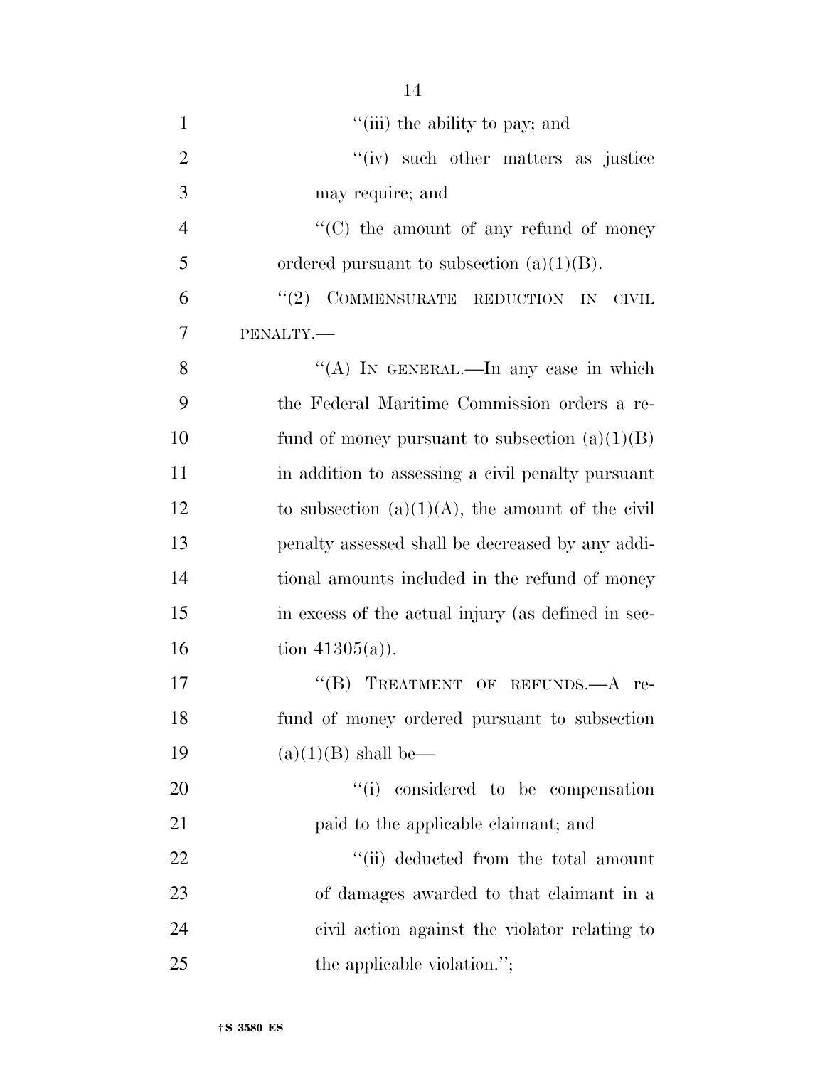"(iii) the ability to pay; and

"(iv) such other matters as justice may require; and

"(C) the amount of any refund of money ordered pursuant to subsection (a)(1)(B).

"(2) COMMENSURATE REDUCTION IN CIVIL PENALTY.—

"(A) IN GENERAL.—In any case in which the Federal Maritime Commission orders a refund of money pursuant to subsection (a)(1)(B) in addition to assessing a civil penalty pursuant to subsection (a)(1)(A), the amount of the civil penalty assessed shall be decreased by any additional amounts included in the refund of money in excess of the actual injury (as defined in section 41305(a)).

"(B) TREATMENT OF REFUNDS.—A refund of money ordered pursuant to subsection (a)(1)(B) shall be—

"(i) considered to be compensation paid to the applicable claimant; and

"(ii) deducted from the total amount of damages awarded to that claimant in a civil action against the violator relating to the applicable violation.";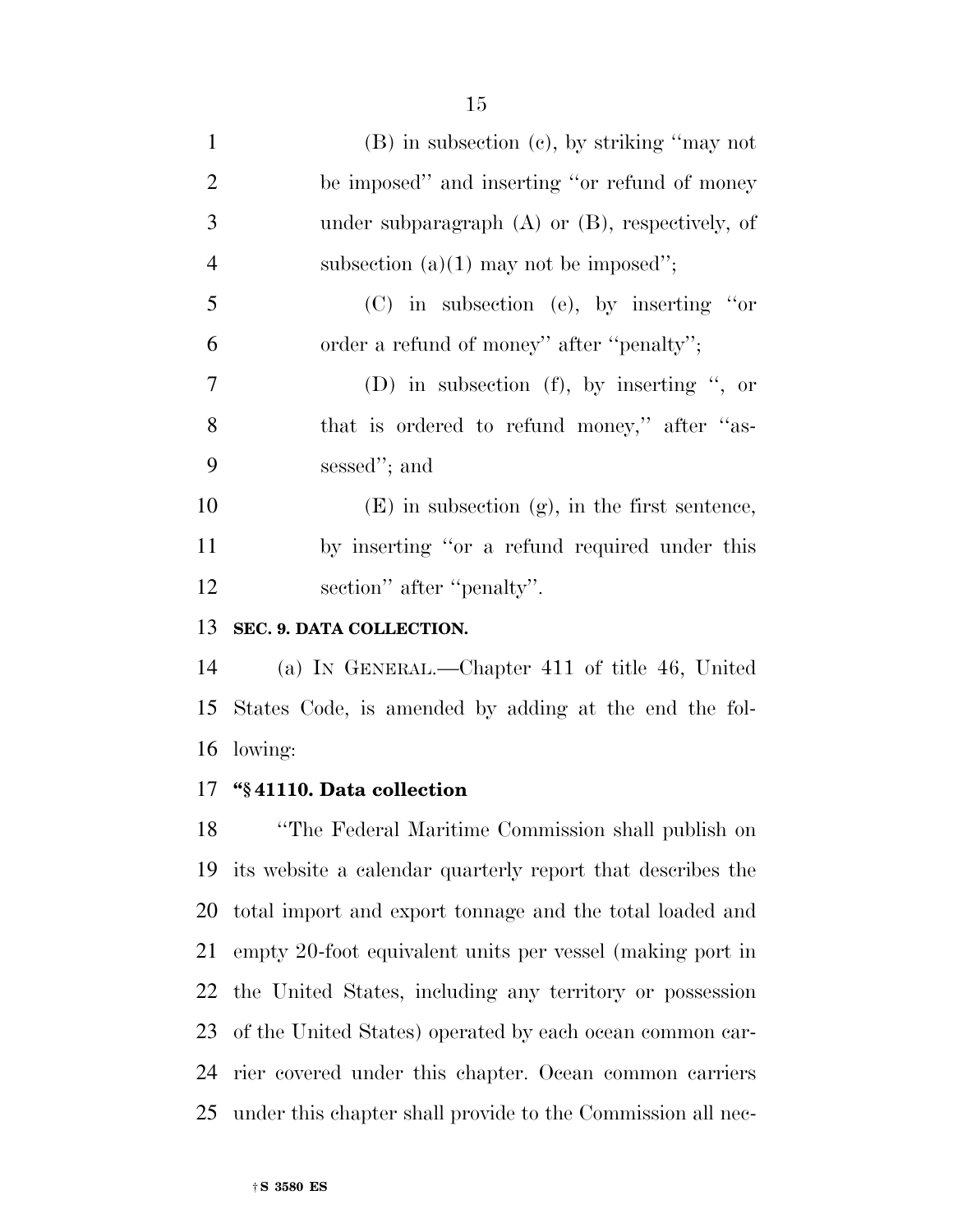(B) in subsection (c), by striking ''may not be imposed'' and inserting ''or refund of money under subparagraph (A) or (B), respectively, of subsection (a)(1) may not be imposed'';

(C) in subsection (e), by inserting ''or order a refund of money'' after ''penalty'';

(D) in subsection (f), by inserting '', or that is ordered to refund money,'' after ''assessed''; and

(E) in subsection (g), in the first sentence, by inserting ''or a refund required under this section'' after ''penalty''.

**SEC. 9. DATA COLLECTION.**

(a) IN GENERAL.—Chapter 411 of title 46, United States Code, is amended by adding at the end the following:

**''§ 41110. Data collection**

''The Federal Maritime Commission shall publish on its website a calendar quarterly report that describes the total import and export tonnage and the total loaded and empty 20-foot equivalent units per vessel (making port in the United States, including any territory or possession of the United States) operated by each ocean common carrier covered under this chapter. Ocean common carriers under this chapter shall provide to the Commission all nec-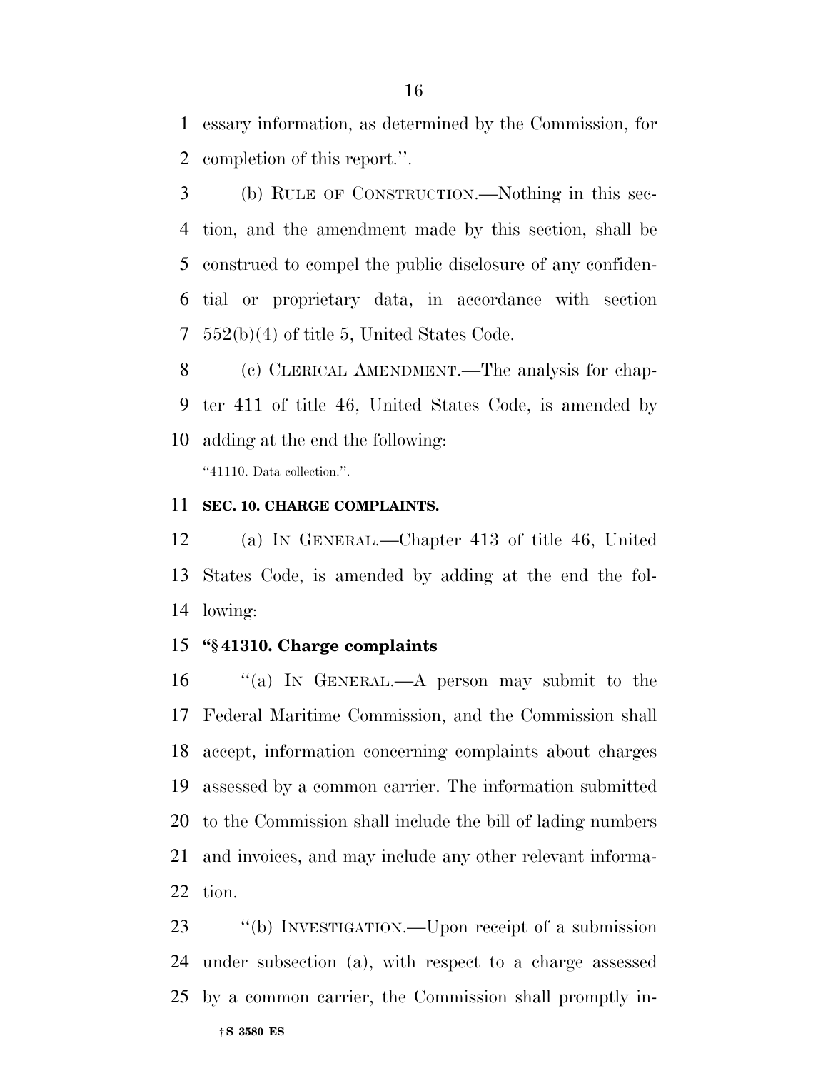essary information, as determined by the Commission, for completion of this report.''.

(b) RULE OF CONSTRUCTION.—Nothing in this section, and the amendment made by this section, shall be construed to compel the public disclosure of any confidential or proprietary data, in accordance with section 552(b)(4) of title 5, United States Code.

(c) CLERICAL AMENDMENT.—The analysis for chapter 411 of title 46, United States Code, is amended by adding at the end the following:

''41110. Data collection.''.

**SEC. 10. CHARGE COMPLAINTS.**

(a) IN GENERAL.—Chapter 413 of title 46, United States Code, is amended by adding at the end the following:

**''§ 41310. Charge complaints**

''(a) IN GENERAL.—A person may submit to the Federal Maritime Commission, and the Commission shall accept, information concerning complaints about charges assessed by a common carrier. The information submitted to the Commission shall include the bill of lading numbers and invoices, and may include any other relevant information.

''(b) INVESTIGATION.—Upon receipt of a submission under subsection (a), with respect to a charge assessed by a common carrier, the Commission shall promptly in-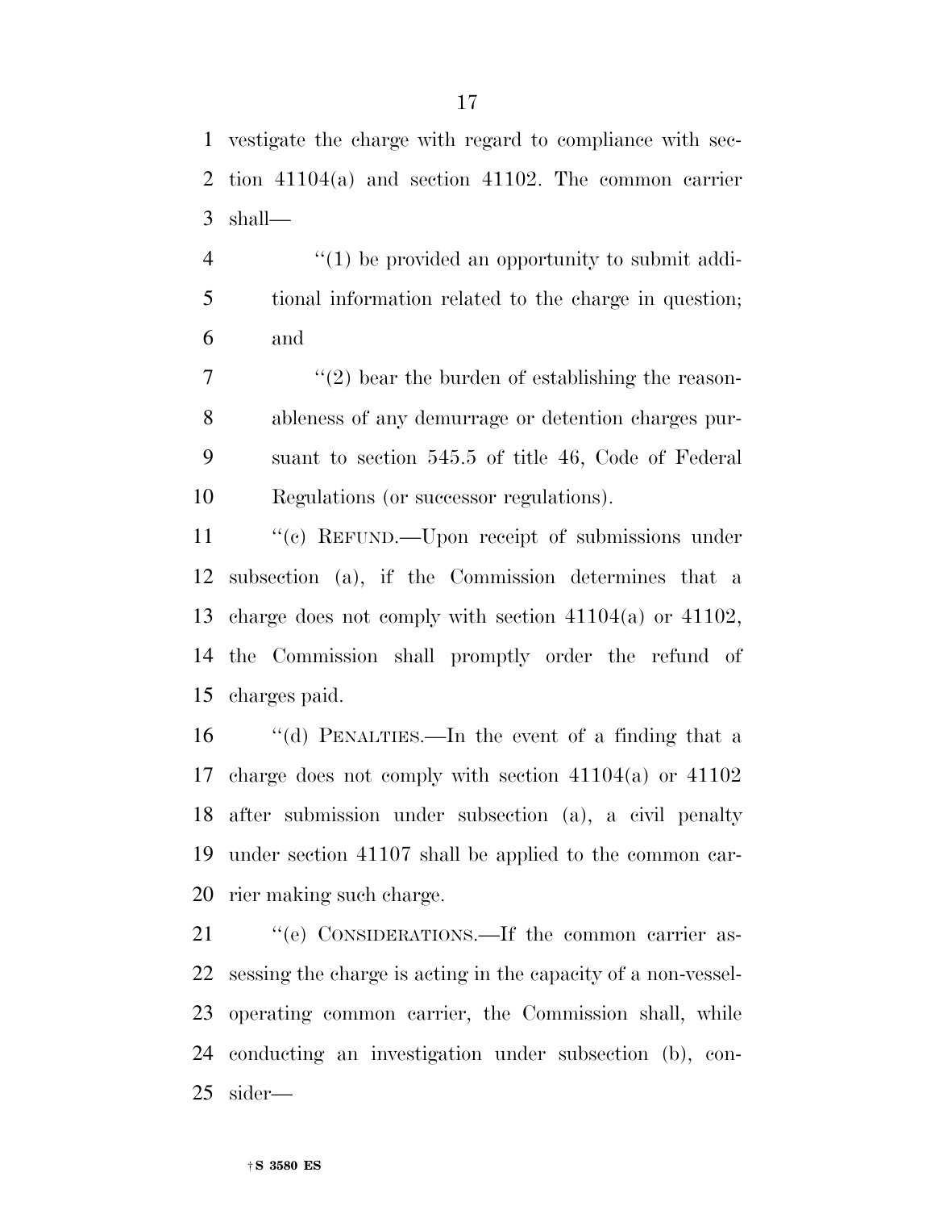vestigate the charge with regard to compliance with section 41104(a) and section 41102. The common carrier shall—

''(1) be provided an opportunity to submit additional information related to the charge in question; and

''(2) bear the burden of establishing the reasonableness of any demurrage or detention charges pursuant to section 545.5 of title 46, Code of Federal Regulations (or successor regulations).

''(c) REFUND.—Upon receipt of submissions under subsection (a), if the Commission determines that a charge does not comply with section 41104(a) or 41102, the Commission shall promptly order the refund of charges paid.

''(d) PENALTIES.—In the event of a finding that a charge does not comply with section 41104(a) or 41102 after submission under subsection (a), a civil penalty under section 41107 shall be applied to the common carrier making such charge.

''(e) CONSIDERATIONS.—If the common carrier assessing the charge is acting in the capacity of a non-vessel-operating common carrier, the Commission shall, while conducting an investigation under subsection (b), consider—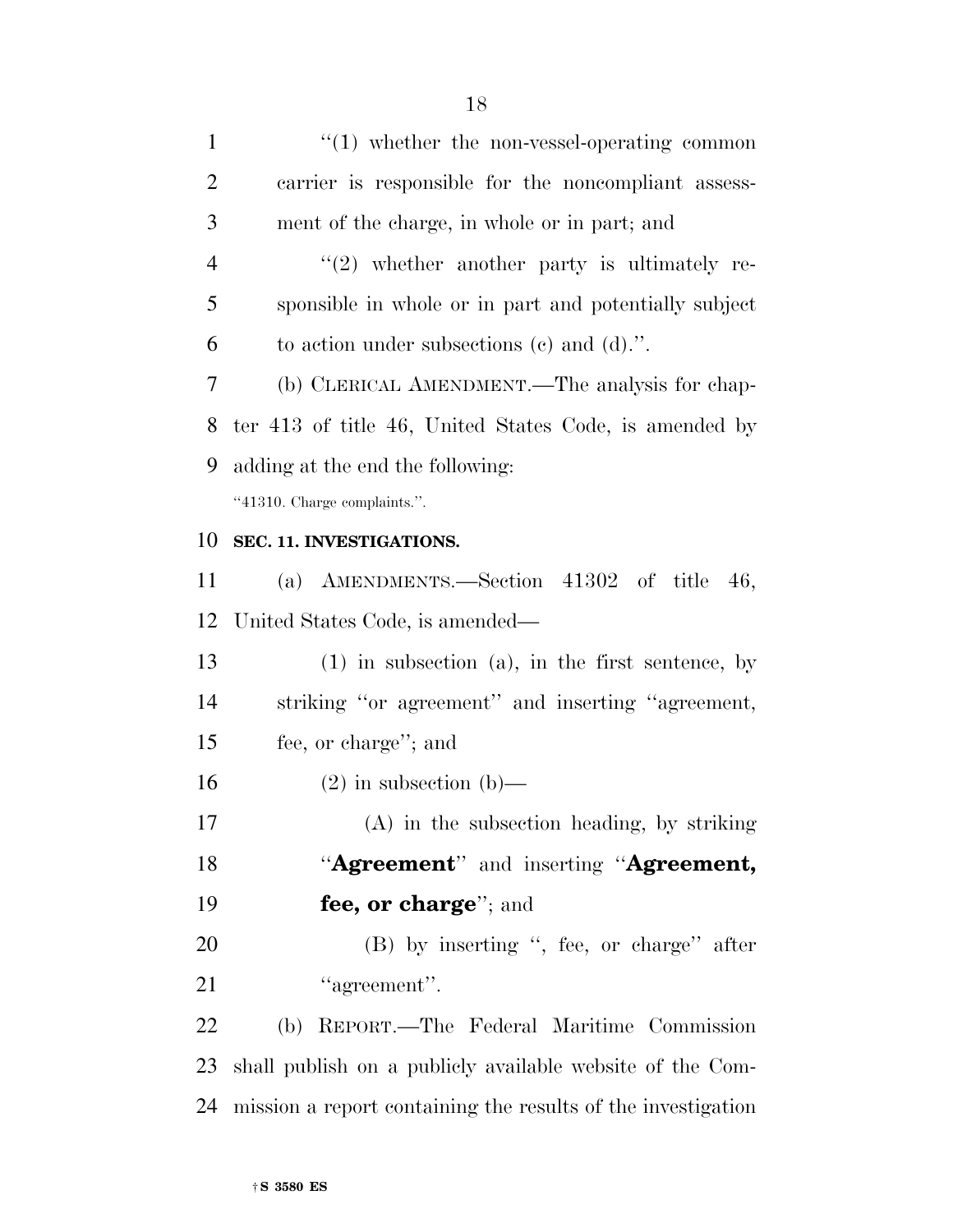"(1) whether the non-vessel-operating common carrier is responsible for the noncompliant assessment of the charge, in whole or in part; and

"(2) whether another party is ultimately responsible in whole or in part and potentially subject to action under subsections (c) and (d).".

(b) CLERICAL AMENDMENT.—The analysis for chapter 413 of title 46, United States Code, is amended by adding at the end the following:

"41310. Charge complaints.".

**SEC. 11. INVESTIGATIONS.**

(a) AMENDMENTS.—Section 41302 of title 46, United States Code, is amended—

(1) in subsection (a), in the first sentence, by striking "or agreement" and inserting "agreement, fee, or charge"; and

(2) in subsection (b)—

(A) in the subsection heading, by striking "**Agreement**" and inserting "**Agreement, fee, or charge**"; and

(B) by inserting ", fee, or charge" after "agreement".

(b) REPORT.—The Federal Maritime Commission shall publish on a publicly available website of the Commission a report containing the results of the investigation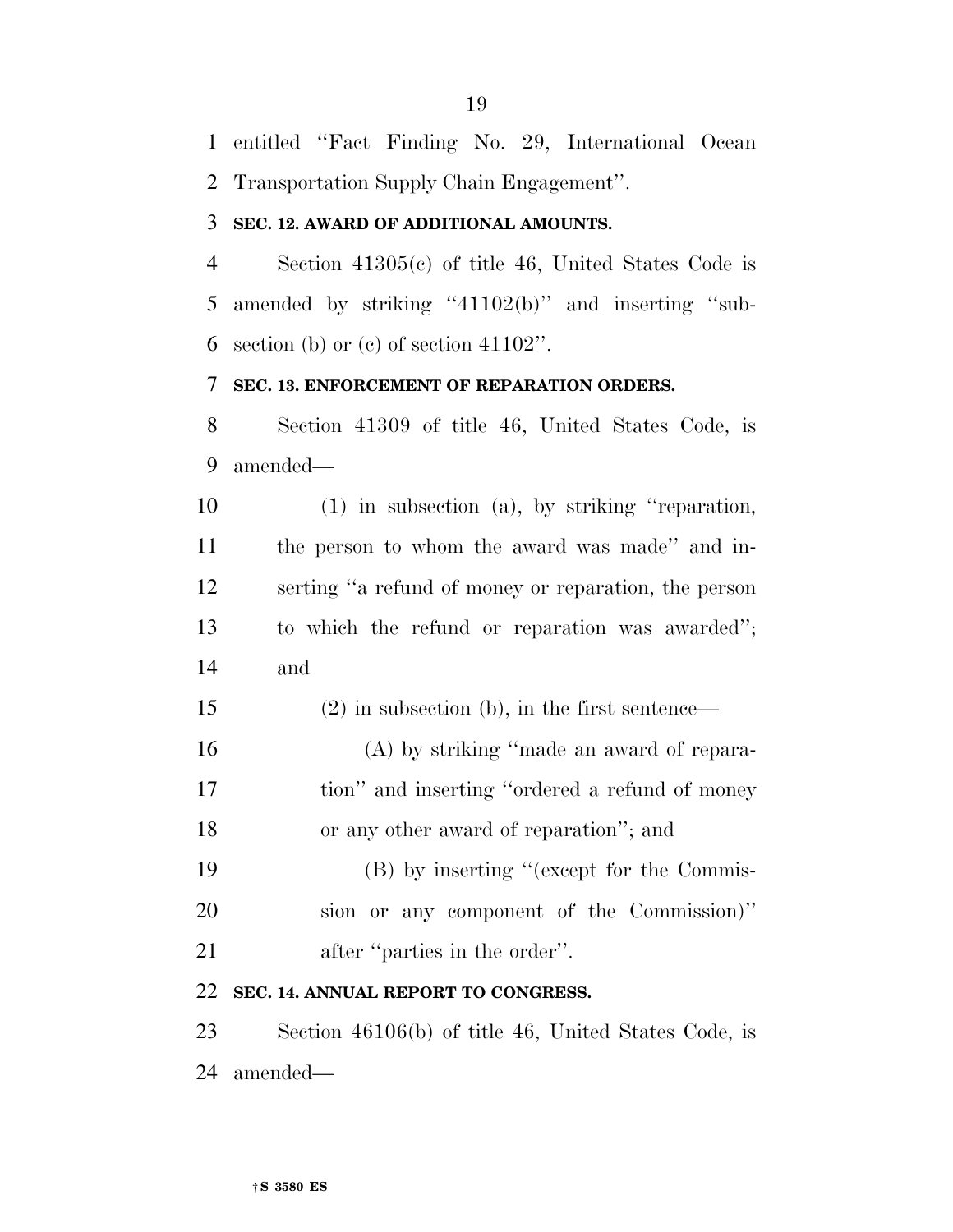entitled ''Fact Finding No. 29, International Ocean Transportation Supply Chain Engagement''.

**SEC. 12. AWARD OF ADDITIONAL AMOUNTS.**

Section 41305(c) of title 46, United States Code is amended by striking ''41102(b)'' and inserting ''subsection (b) or (c) of section 41102''.

**SEC. 13. ENFORCEMENT OF REPARATION ORDERS.**

Section 41309 of title 46, United States Code, is amended—

(1) in subsection (a), by striking ''reparation, the person to whom the award was made'' and inserting ''a refund of money or reparation, the person to which the refund or reparation was awarded''; and

(2) in subsection (b), in the first sentence—

(A) by striking ''made an award of reparation'' and inserting ''ordered a refund of money or any other award of reparation''; and

(B) by inserting ''(except for the Commission or any component of the Commission)'' after ''parties in the order''.

**SEC. 14. ANNUAL REPORT TO CONGRESS.**

Section 46106(b) of title 46, United States Code, is amended—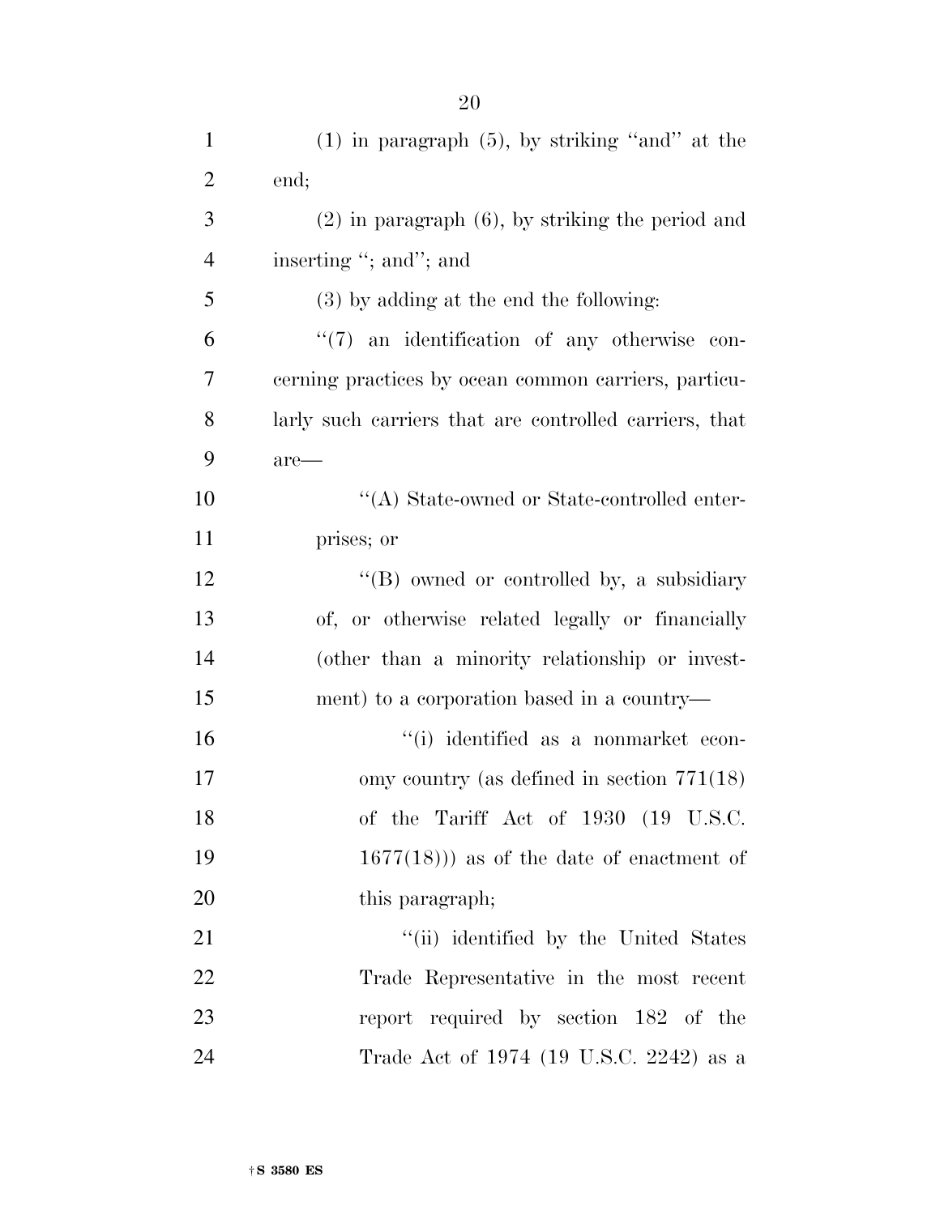(1) in paragraph (5), by striking "and" at the end;

(2) in paragraph (6), by striking the period and inserting "; and"; and

(3) by adding at the end the following:

"(7) an identification of any otherwise concerning practices by ocean common carriers, particularly such carriers that are controlled carriers, that are—

"(A) State-owned or State-controlled enterprises; or

"(B) owned or controlled by, a subsidiary of, or otherwise related legally or financially (other than a minority relationship or investment) to a corporation based in a country—

"(i) identified as a nonmarket economy country (as defined in section 771(18) of the Tariff Act of 1930 (19 U.S.C. 1677(18))) as of the date of enactment of this paragraph;

"(ii) identified by the United States Trade Representative in the most recent report required by section 182 of the Trade Act of 1974 (19 U.S.C. 2242) as a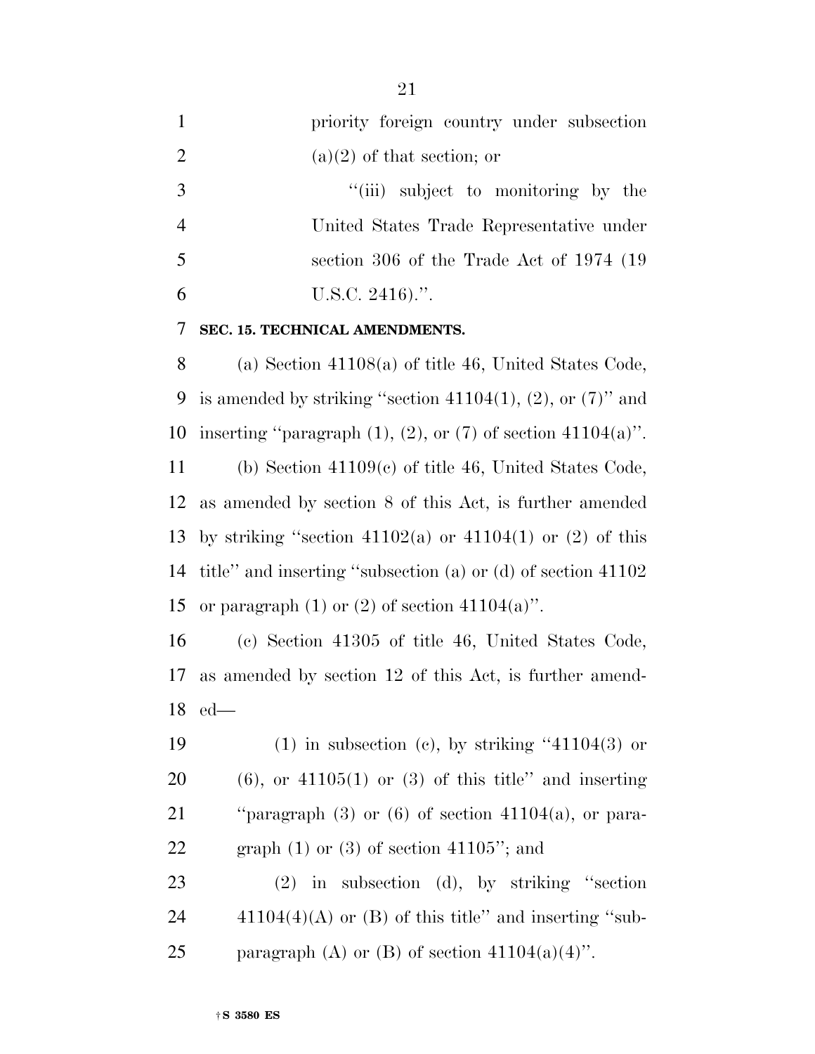priority foreign country under subsection (a)(2) of that section; or

''(iii) subject to monitoring by the United States Trade Representative under section 306 of the Trade Act of 1974 (19 U.S.C. 2416).''.

**SEC. 15. TECHNICAL AMENDMENTS.**

(a) Section 41108(a) of title 46, United States Code, is amended by striking ''section 41104(1), (2), or (7)'' and inserting ''paragraph (1), (2), or (7) of section 41104(a)''.

(b) Section 41109(c) of title 46, United States Code, as amended by section 8 of this Act, is further amended by striking ''section 41102(a) or 41104(1) or (2) of this title'' and inserting ''subsection (a) or (d) of section 41102 or paragraph (1) or (2) of section 41104(a)''.

(c) Section 41305 of title 46, United States Code, as amended by section 12 of this Act, is further amended—

(1) in subsection (c), by striking ''41104(3) or (6), or 41105(1) or (3) of this title'' and inserting ''paragraph (3) or (6) of section 41104(a), or paragraph (1) or (3) of section 41105''; and

(2) in subsection (d), by striking ''section 41104(4)(A) or (B) of this title'' and inserting ''subparagraph (A) or (B) of section 41104(a)(4)''.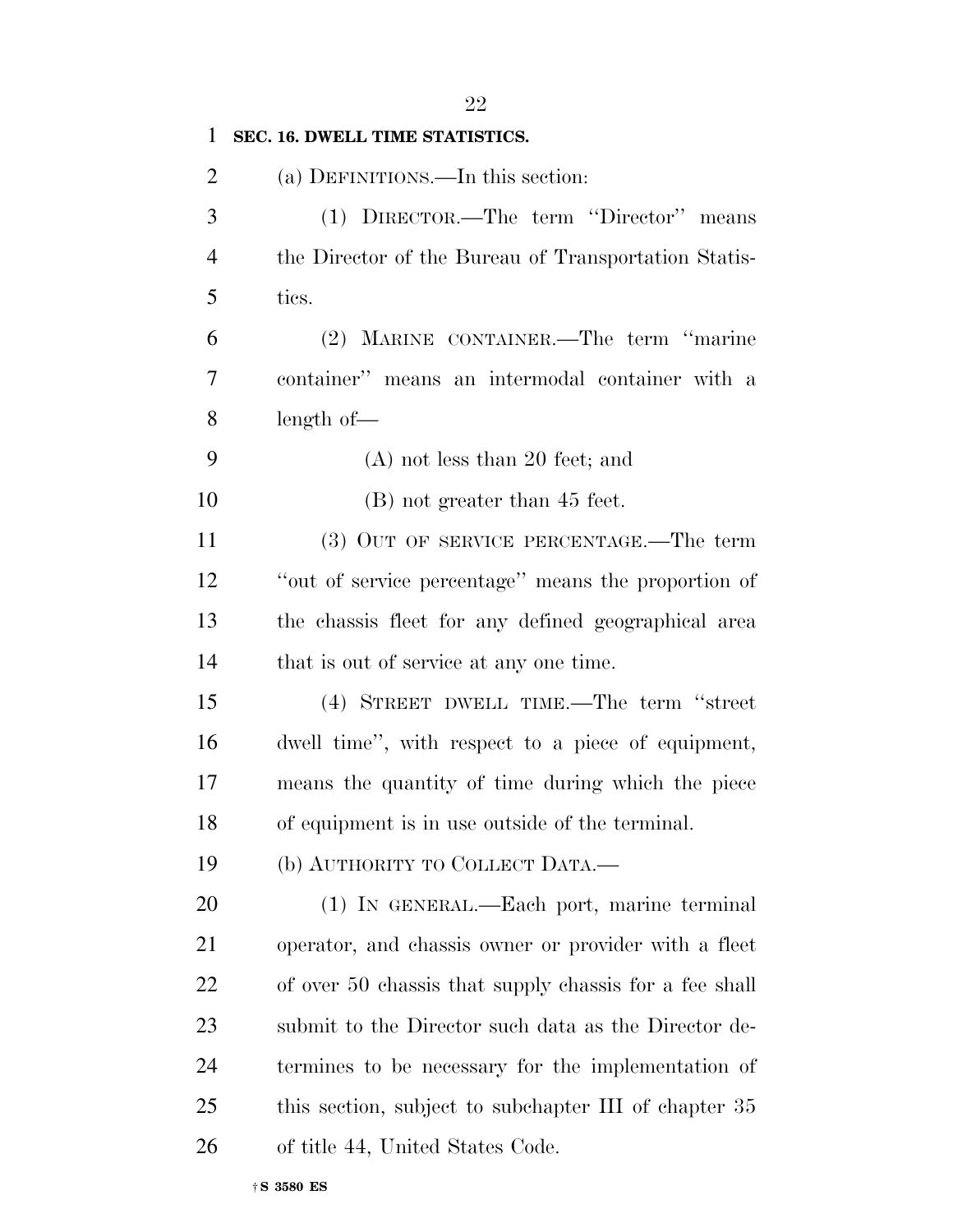**SEC. 16. DWELL TIME STATISTICS.**

(a) DEFINITIONS.—In this section:

(1) DIRECTOR.—The term ''Director'' means the Director of the Bureau of Transportation Statistics.

(2) MARINE CONTAINER.—The term ''marine container'' means an intermodal container with a length of—

(A) not less than 20 feet; and

(B) not greater than 45 feet.

(3) OUT OF SERVICE PERCENTAGE.—The term ''out of service percentage'' means the proportion of the chassis fleet for any defined geographical area that is out of service at any one time.

(4) STREET DWELL TIME.—The term ''street dwell time'', with respect to a piece of equipment, means the quantity of time during which the piece of equipment is in use outside of the terminal.

(b) AUTHORITY TO COLLECT DATA.—

(1) IN GENERAL.—Each port, marine terminal operator, and chassis owner or provider with a fleet of over 50 chassis that supply chassis for a fee shall submit to the Director such data as the Director determines to be necessary for the implementation of this section, subject to subchapter III of chapter 35 of title 44, United States Code.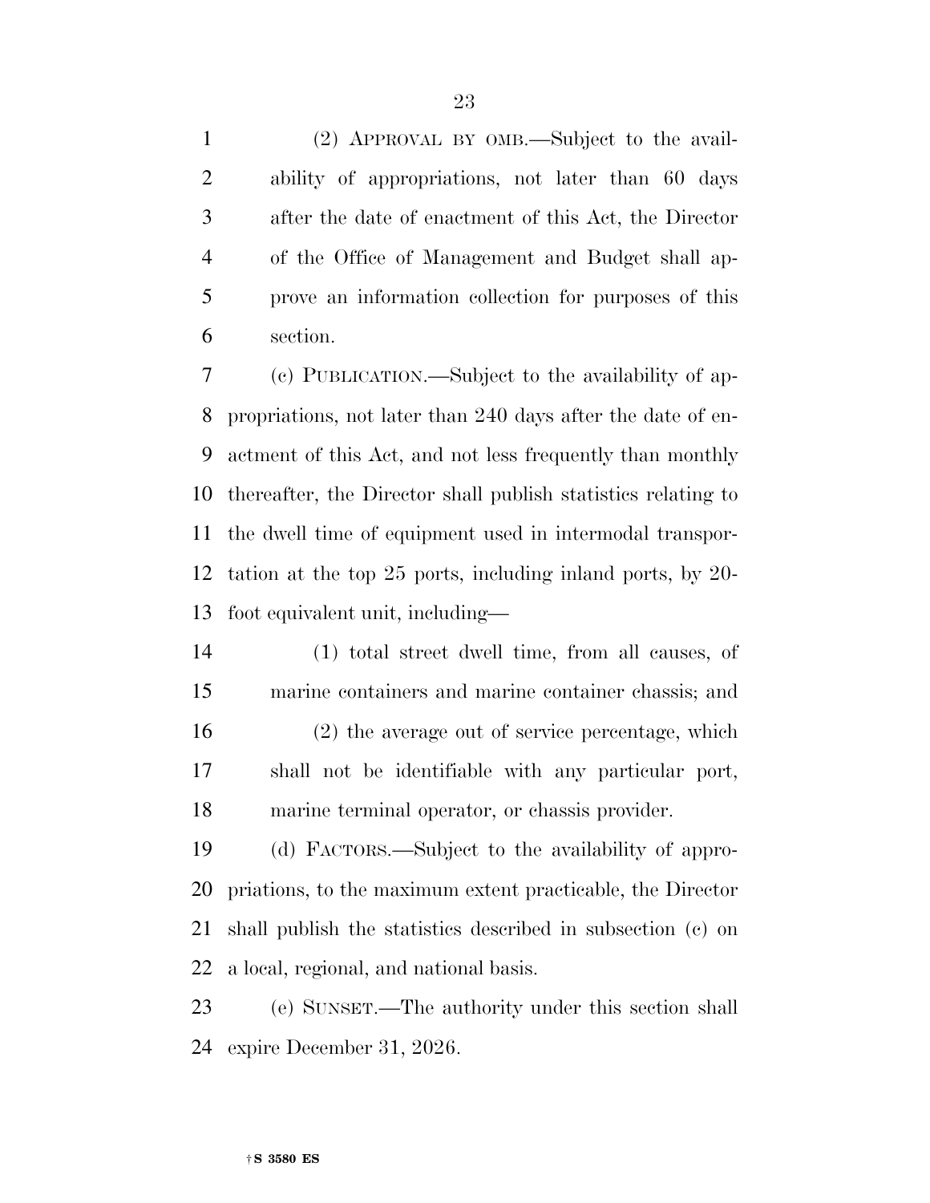(2) APPROVAL BY OMB.—Subject to the availability of appropriations, not later than 60 days after the date of enactment of this Act, the Director of the Office of Management and Budget shall approve an information collection for purposes of this section.

(c) PUBLICATION.—Subject to the availability of appropriations, not later than 240 days after the date of enactment of this Act, and not less frequently than monthly thereafter, the Director shall publish statistics relating to the dwell time of equipment used in intermodal transportation at the top 25 ports, including inland ports, by 20-foot equivalent unit, including—

(1) total street dwell time, from all causes, of marine containers and marine container chassis; and

(2) the average out of service percentage, which shall not be identifiable with any particular port, marine terminal operator, or chassis provider.

(d) FACTORS.—Subject to the availability of appropriations, to the maximum extent practicable, the Director shall publish the statistics described in subsection (c) on a local, regional, and national basis.

(e) SUNSET.—The authority under this section shall expire December 31, 2026.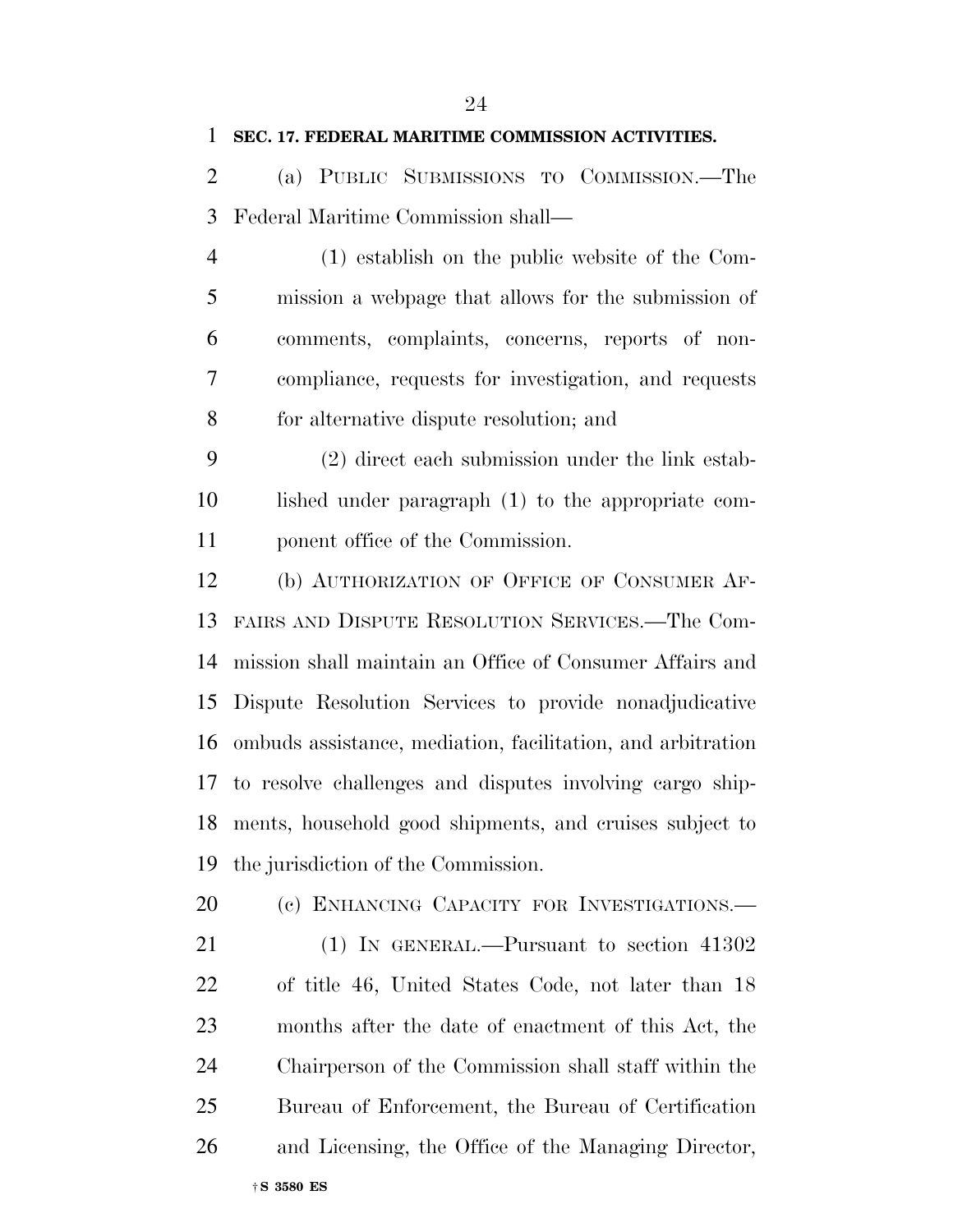**SEC. 17. FEDERAL MARITIME COMMISSION ACTIVITIES.**

(a) PUBLIC SUBMISSIONS TO COMMISSION.—The Federal Maritime Commission shall—

(1) establish on the public website of the Commission a webpage that allows for the submission of comments, complaints, concerns, reports of noncompliance, requests for investigation, and requests for alternative dispute resolution; and

(2) direct each submission under the link established under paragraph (1) to the appropriate component office of the Commission.

(b) AUTHORIZATION OF OFFICE OF CONSUMER AFFAIRS AND DISPUTE RESOLUTION SERVICES.—The Commission shall maintain an Office of Consumer Affairs and Dispute Resolution Services to provide nonadjudicative ombuds assistance, mediation, facilitation, and arbitration to resolve challenges and disputes involving cargo shipments, household good shipments, and cruises subject to the jurisdiction of the Commission.

(c) ENHANCING CAPACITY FOR INVESTIGATIONS.—

(1) IN GENERAL.—Pursuant to section 41302 of title 46, United States Code, not later than 18 months after the date of enactment of this Act, the Chairperson of the Commission shall staff within the Bureau of Enforcement, the Bureau of Certification and Licensing, the Office of the Managing Director,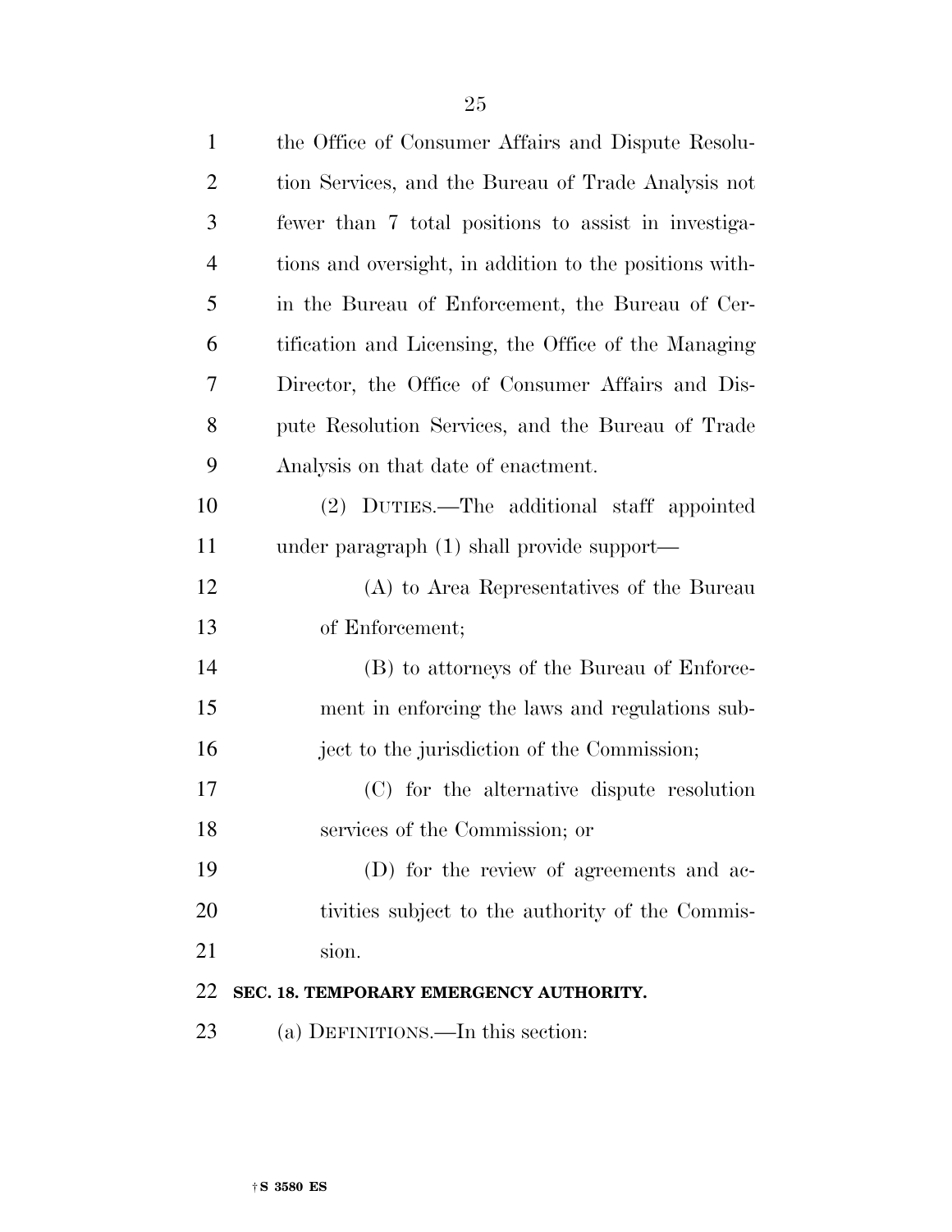the Office of Consumer Affairs and Dispute Resolution Services, and the Bureau of Trade Analysis not fewer than 7 total positions to assist in investigations and oversight, in addition to the positions within the Bureau of Enforcement, the Bureau of Certification and Licensing, the Office of the Managing Director, the Office of Consumer Affairs and Dispute Resolution Services, and the Bureau of Trade Analysis on that date of enactment.

(2) DUTIES.—The additional staff appointed under paragraph (1) shall provide support—

(A) to Area Representatives of the Bureau of Enforcement;

(B) to attorneys of the Bureau of Enforcement in enforcing the laws and regulations subject to the jurisdiction of the Commission;

(C) for the alternative dispute resolution services of the Commission; or

(D) for the review of agreements and activities subject to the authority of the Commission.

**SEC. 18. TEMPORARY EMERGENCY AUTHORITY.**

(a) DEFINITIONS.—In this section: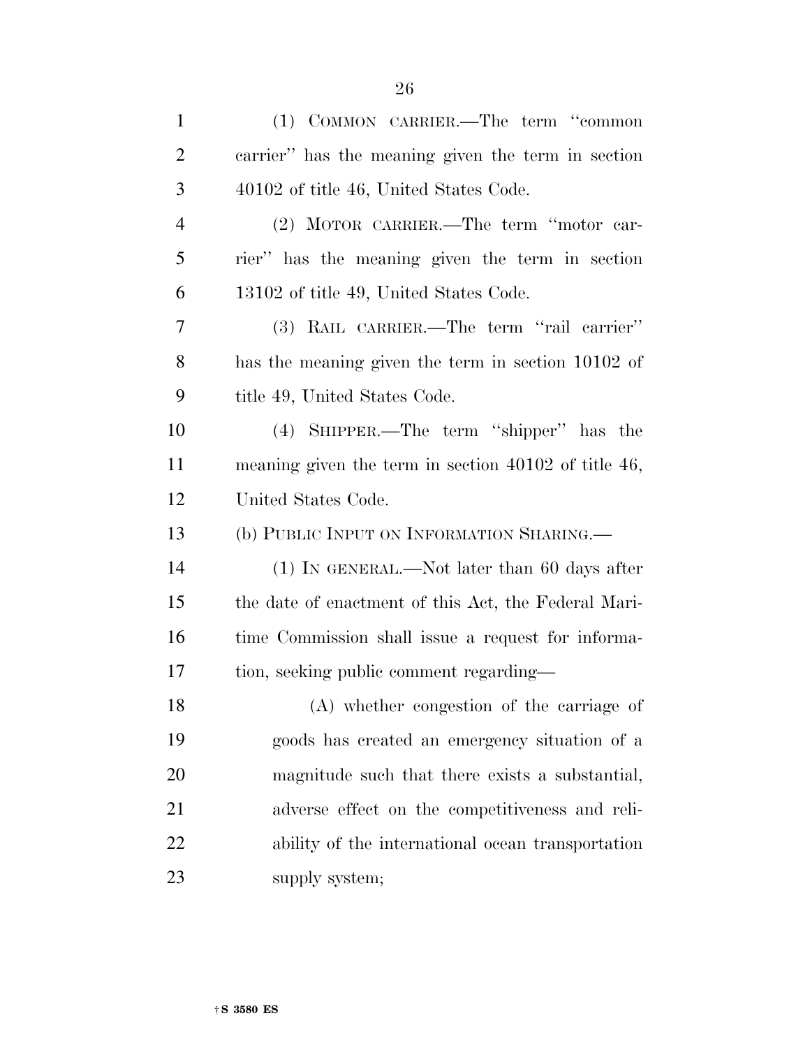(1) COMMON CARRIER.—The term ''common carrier'' has the meaning given the term in section 40102 of title 46, United States Code.

(2) MOTOR CARRIER.—The term ''motor carrier'' has the meaning given the term in section 13102 of title 49, United States Code.

(3) RAIL CARRIER.—The term ''rail carrier'' has the meaning given the term in section 10102 of title 49, United States Code.

(4) SHIPPER.—The term ''shipper'' has the meaning given the term in section 40102 of title 46, United States Code.

(b) PUBLIC INPUT ON INFORMATION SHARING.—

(1) IN GENERAL.—Not later than 60 days after the date of enactment of this Act, the Federal Maritime Commission shall issue a request for information, seeking public comment regarding—

(A) whether congestion of the carriage of goods has created an emergency situation of a magnitude such that there exists a substantial, adverse effect on the competitiveness and reliability of the international ocean transportation supply system;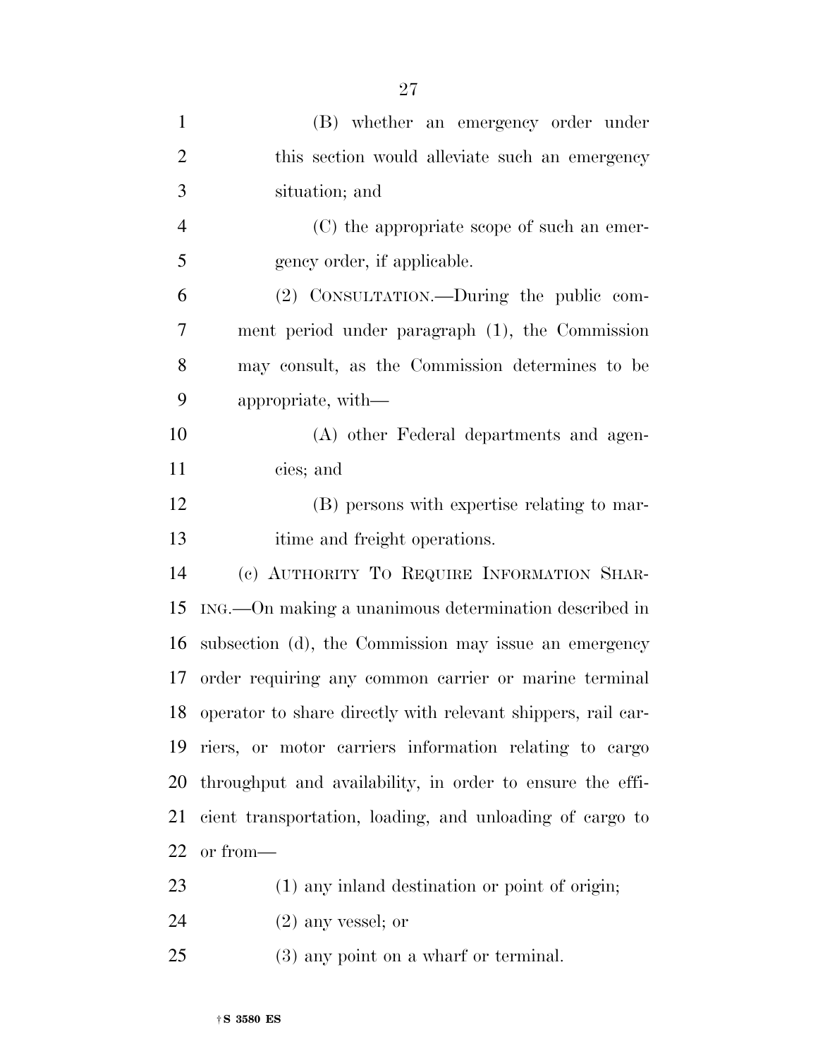(B) whether an emergency order under this section would alleviate such an emergency situation; and

(C) the appropriate scope of such an emergency order, if applicable.

(2) CONSULTATION.—During the public comment period under paragraph (1), the Commission may consult, as the Commission determines to be appropriate, with—

(A) other Federal departments and agencies; and

(B) persons with expertise relating to maritime and freight operations.

(c) AUTHORITY TO REQUIRE INFORMATION SHARING.—On making a unanimous determination described in subsection (d), the Commission may issue an emergency order requiring any common carrier or marine terminal operator to share directly with relevant shippers, rail carriers, or motor carriers information relating to cargo throughput and availability, in order to ensure the efficient transportation, loading, and unloading of cargo to or from—

(1) any inland destination or point of origin;

(2) any vessel; or

(3) any point on a wharf or terminal.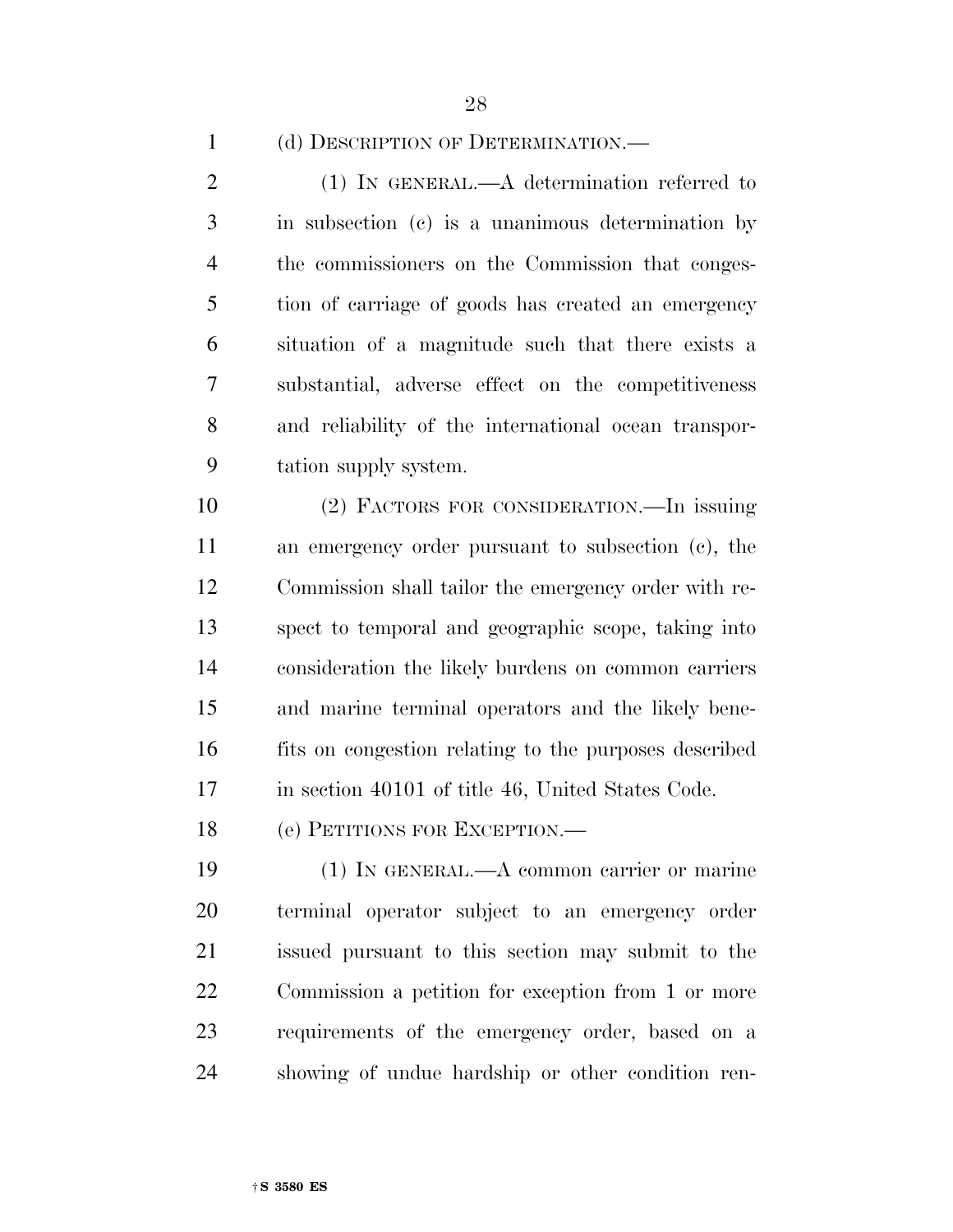(d) DESCRIPTION OF DETERMINATION.—

(1) IN GENERAL.—A determination referred to in subsection (c) is a unanimous determination by the commissioners on the Commission that congestion of carriage of goods has created an emergency situation of a magnitude such that there exists a substantial, adverse effect on the competitiveness and reliability of the international ocean transportation supply system.

(2) FACTORS FOR CONSIDERATION.—In issuing an emergency order pursuant to subsection (c), the Commission shall tailor the emergency order with respect to temporal and geographic scope, taking into consideration the likely burdens on common carriers and marine terminal operators and the likely benefits on congestion relating to the purposes described in section 40101 of title 46, United States Code.

(e) PETITIONS FOR EXCEPTION.—

(1) IN GENERAL.—A common carrier or marine terminal operator subject to an emergency order issued pursuant to this section may submit to the Commission a petition for exception from 1 or more requirements of the emergency order, based on a showing of undue hardship or other condition ren-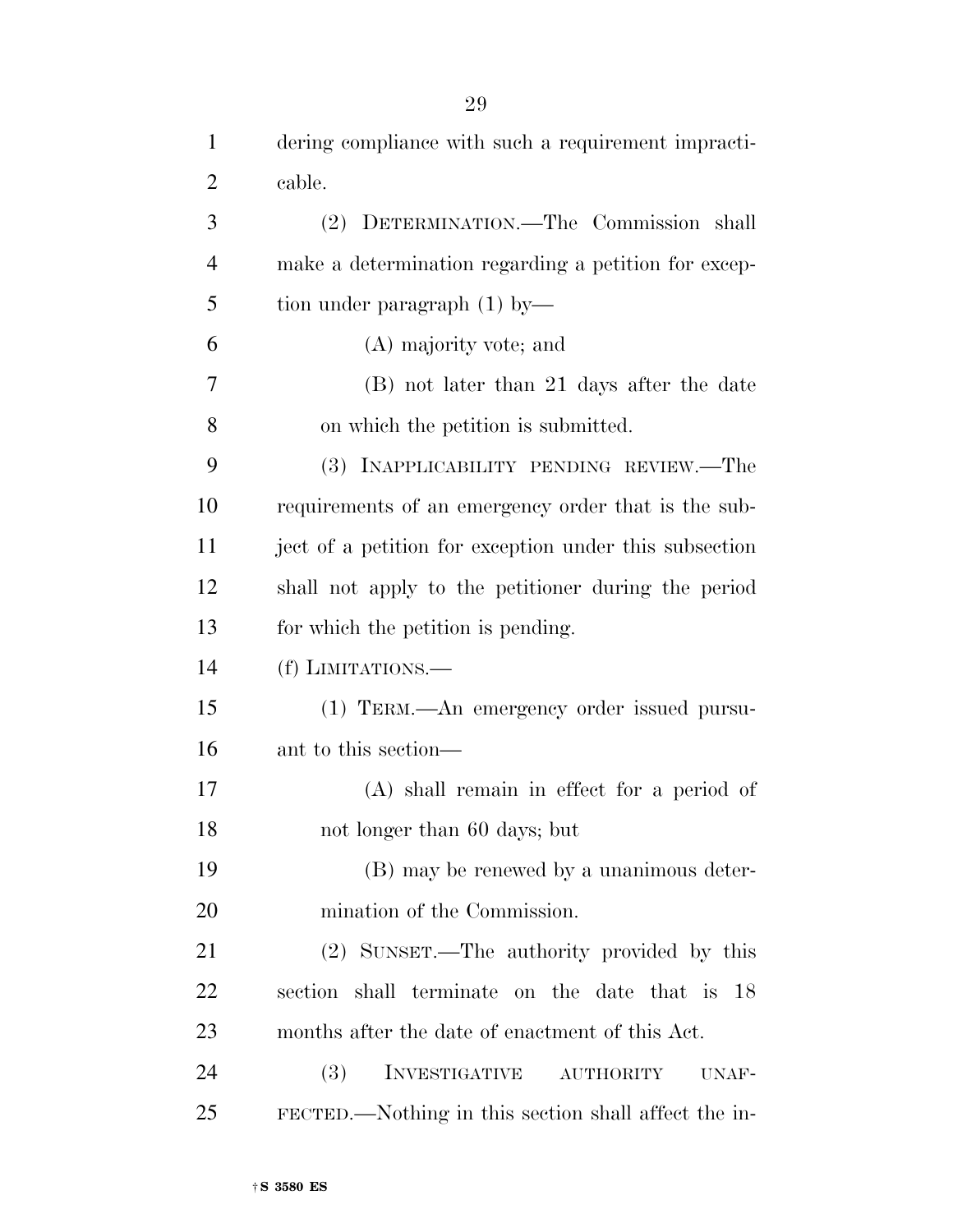dering compliance with such a requirement impracticable.

(2) DETERMINATION.—The Commission shall make a determination regarding a petition for exception under paragraph (1) by—

(A) majority vote; and

(B) not later than 21 days after the date on which the petition is submitted.

(3) INAPPLICABILITY PENDING REVIEW.—The requirements of an emergency order that is the subject of a petition for exception under this subsection shall not apply to the petitioner during the period for which the petition is pending.

(f) LIMITATIONS.—

(1) TERM.—An emergency order issued pursuant to this section—

(A) shall remain in effect for a period of not longer than 60 days; but

(B) may be renewed by a unanimous determination of the Commission.

(2) SUNSET.—The authority provided by this section shall terminate on the date that is 18 months after the date of enactment of this Act.

(3) INVESTIGATIVE AUTHORITY UNAFFECTED.—Nothing in this section shall affect the in-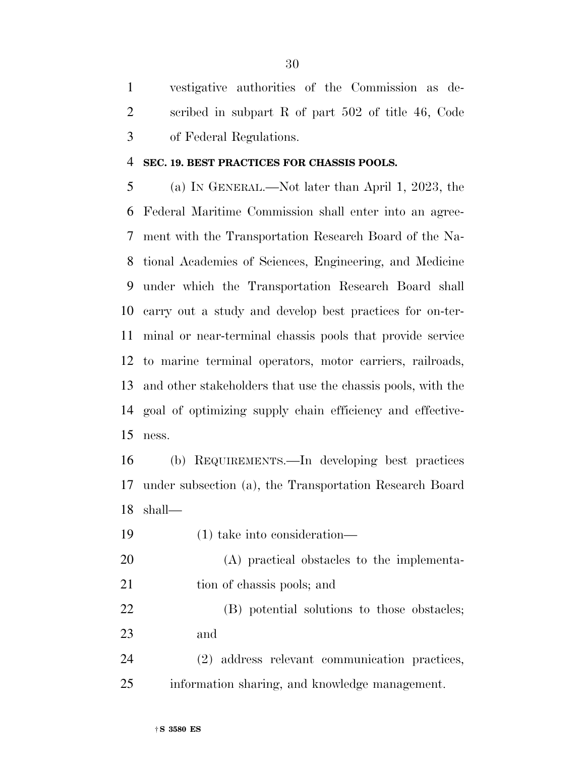vestigative authorities of the Commission as described in subpart R of part 502 of title 46, Code of Federal Regulations.

**SEC. 19. BEST PRACTICES FOR CHASSIS POOLS.**

(a) IN GENERAL.—Not later than April 1, 2023, the Federal Maritime Commission shall enter into an agreement with the Transportation Research Board of the National Academies of Sciences, Engineering, and Medicine under which the Transportation Research Board shall carry out a study and develop best practices for on-terminal or near-terminal chassis pools that provide service to marine terminal operators, motor carriers, railroads, and other stakeholders that use the chassis pools, with the goal of optimizing supply chain efficiency and effectiveness.

(b) REQUIREMENTS.—In developing best practices under subsection (a), the Transportation Research Board shall—

(1) take into consideration—

(A) practical obstacles to the implementation of chassis pools; and

(B) potential solutions to those obstacles; and

(2) address relevant communication practices, information sharing, and knowledge management.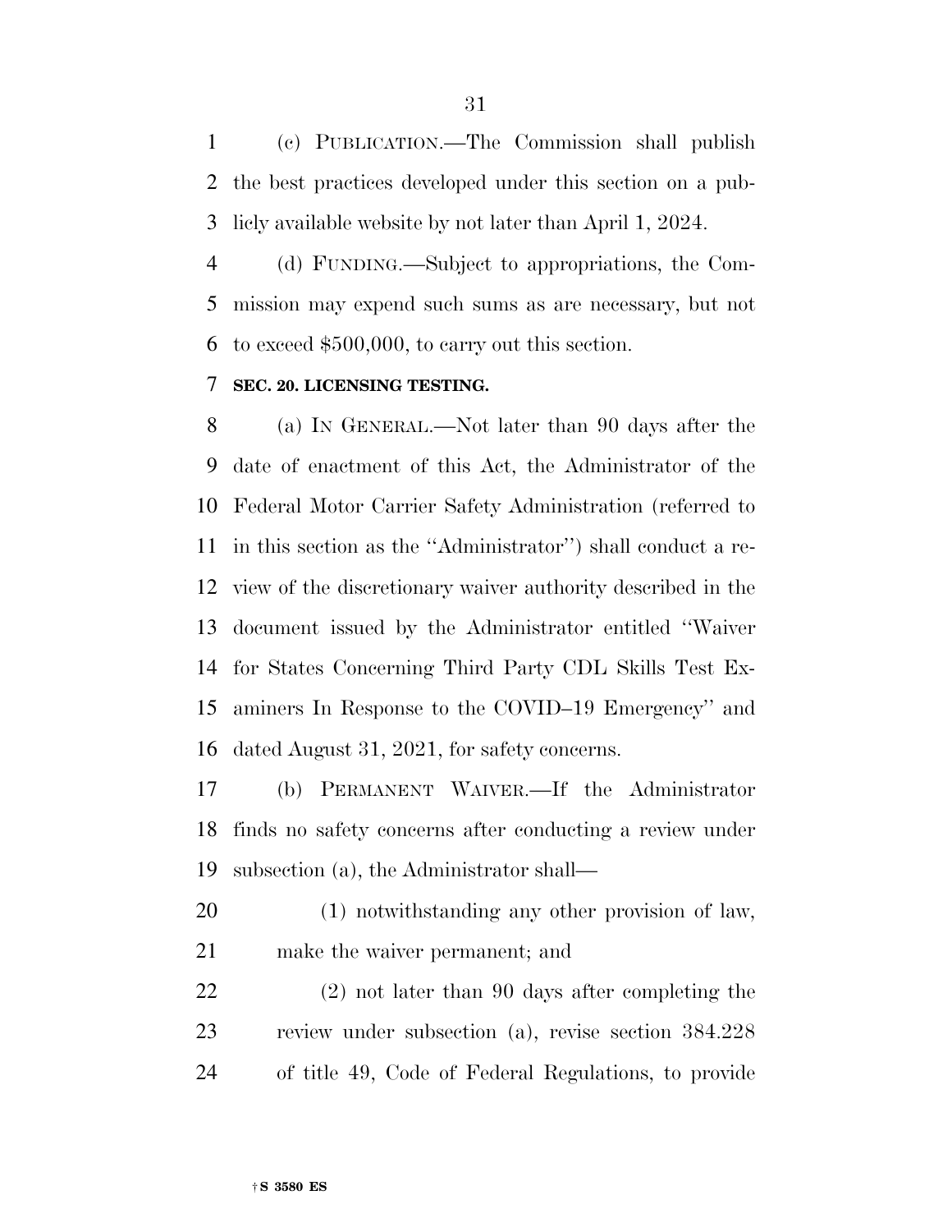(c) PUBLICATION.—The Commission shall publish the best practices developed under this section on a publicly available website by not later than April 1, 2024.

(d) FUNDING.—Subject to appropriations, the Commission may expend such sums as are necessary, but not to exceed $500,000, to carry out this section.

**SEC. 20. LICENSING TESTING.**

(a) IN GENERAL.—Not later than 90 days after the date of enactment of this Act, the Administrator of the Federal Motor Carrier Safety Administration (referred to in this section as the ''Administrator'') shall conduct a review of the discretionary waiver authority described in the document issued by the Administrator entitled ''Waiver for States Concerning Third Party CDL Skills Test Examiners In Response to the COVID–19 Emergency'' and dated August 31, 2021, for safety concerns.

(b) PERMANENT WAIVER.—If the Administrator finds no safety concerns after conducting a review under subsection (a), the Administrator shall—

(1) notwithstanding any other provision of law, make the waiver permanent; and

(2) not later than 90 days after completing the review under subsection (a), revise section 384.228 of title 49, Code of Federal Regulations, to provide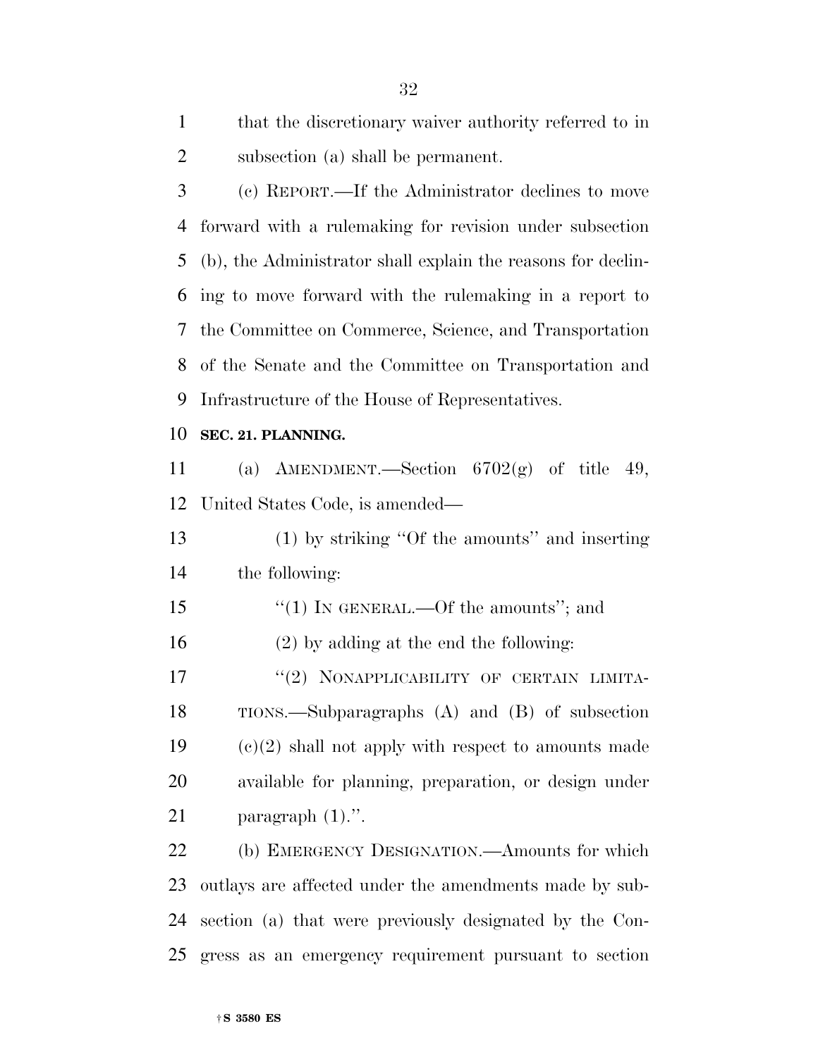that the discretionary waiver authority referred to in subsection (a) shall be permanent.

(c) REPORT.—If the Administrator declines to move forward with a rulemaking for revision under subsection (b), the Administrator shall explain the reasons for declining to move forward with the rulemaking in a report to the Committee on Commerce, Science, and Transportation of the Senate and the Committee on Transportation and Infrastructure of the House of Representatives.

**SEC. 21. PLANNING.**

(a) AMENDMENT.—Section 6702(g) of title 49, United States Code, is amended—

(1) by striking ''Of the amounts'' and inserting the following:

''(1) IN GENERAL.—Of the amounts''; and

(2) by adding at the end the following:

''(2) NONAPPLICABILITY OF CERTAIN LIMITATIONS.—Subparagraphs (A) and (B) of subsection (c)(2) shall not apply with respect to amounts made available for planning, preparation, or design under paragraph (1).''.

(b) EMERGENCY DESIGNATION.—Amounts for which outlays are affected under the amendments made by subsection (a) that were previously designated by the Congress as an emergency requirement pursuant to section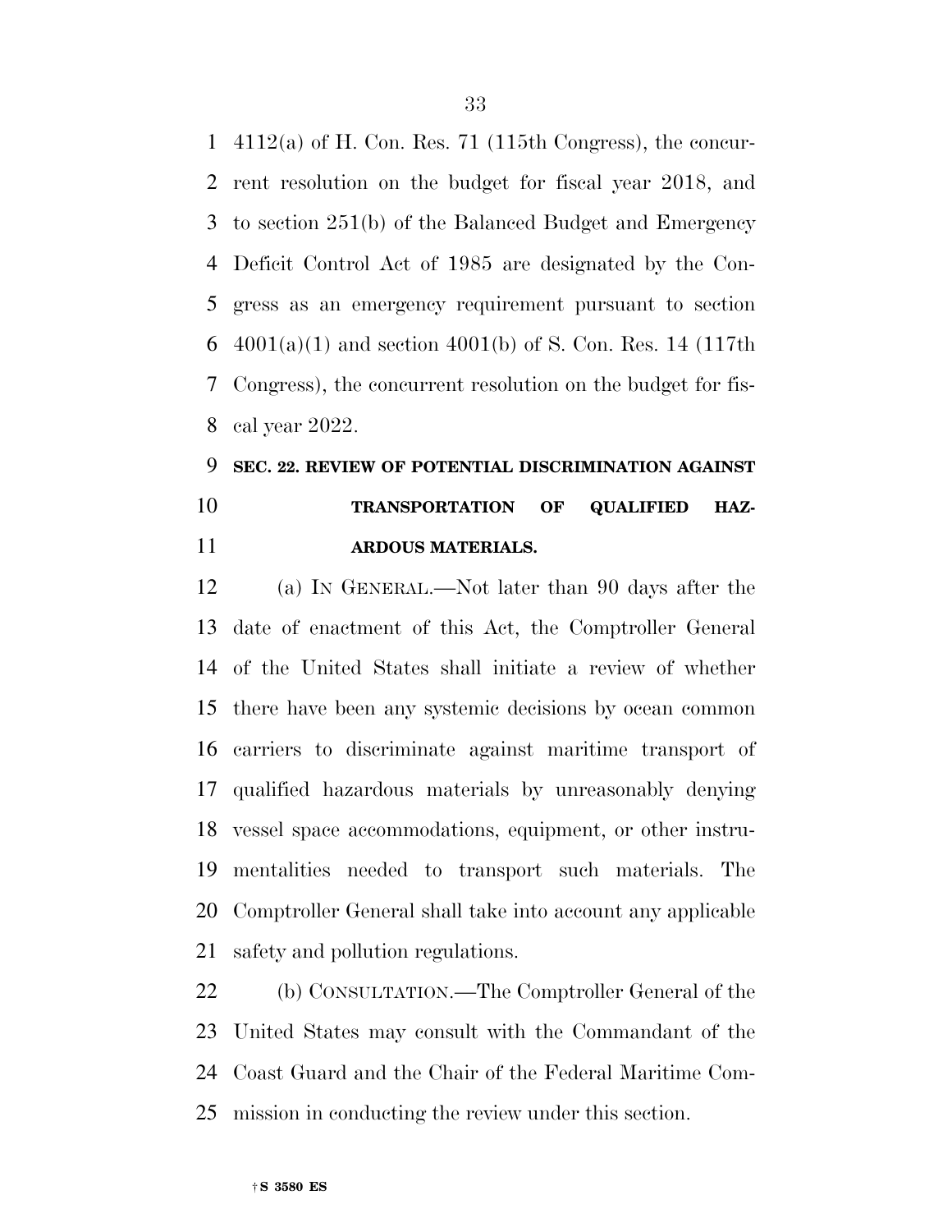4112(a) of H. Con. Res. 71 (115th Congress), the concurrent resolution on the budget for fiscal year 2018, and to section 251(b) of the Balanced Budget and Emergency Deficit Control Act of 1985 are designated by the Congress as an emergency requirement pursuant to section 4001(a)(1) and section 4001(b) of S. Con. Res. 14 (117th Congress), the concurrent resolution on the budget for fiscal year 2022.

**SEC. 22. REVIEW OF POTENTIAL DISCRIMINATION AGAINST TRANSPORTATION OF QUALIFIED HAZARDOUS MATERIALS.**

(a) IN GENERAL.—Not later than 90 days after the date of enactment of this Act, the Comptroller General of the United States shall initiate a review of whether there have been any systemic decisions by ocean common carriers to discriminate against maritime transport of qualified hazardous materials by unreasonably denying vessel space accommodations, equipment, or other instrumentalities needed to transport such materials. The Comptroller General shall take into account any applicable safety and pollution regulations.

(b) CONSULTATION.—The Comptroller General of the United States may consult with the Commandant of the Coast Guard and the Chair of the Federal Maritime Commission in conducting the review under this section.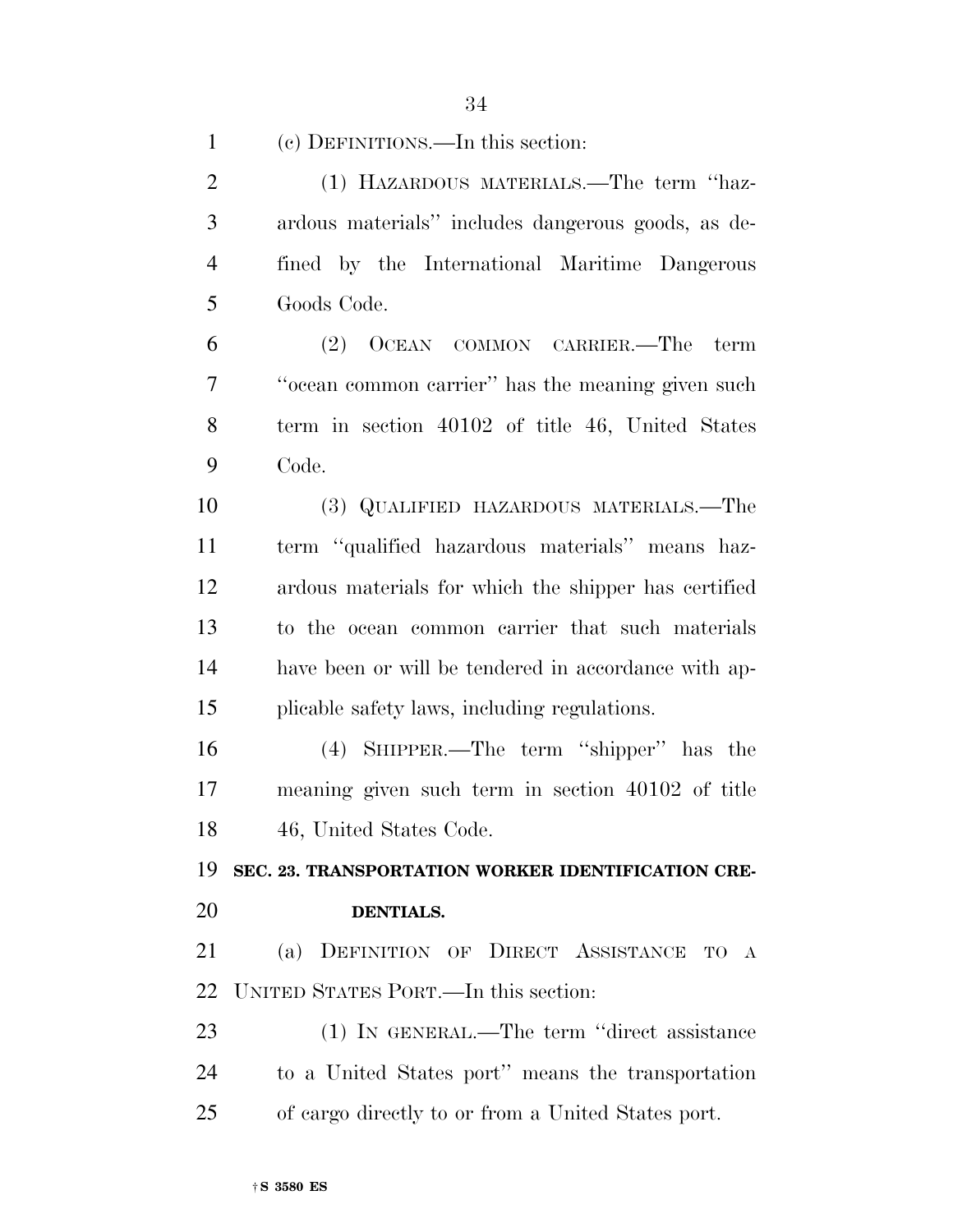(c) DEFINITIONS.—In this section:

(1) HAZARDOUS MATERIALS.—The term ''hazardous materials'' includes dangerous goods, as defined by the International Maritime Dangerous Goods Code.

(2) OCEAN COMMON CARRIER.—The term ''ocean common carrier'' has the meaning given such term in section 40102 of title 46, United States Code.

(3) QUALIFIED HAZARDOUS MATERIALS.—The term ''qualified hazardous materials'' means hazardous materials for which the shipper has certified to the ocean common carrier that such materials have been or will be tendered in accordance with applicable safety laws, including regulations.

(4) SHIPPER.—The term ''shipper'' has the meaning given such term in section 40102 of title 46, United States Code.

**SEC. 23. TRANSPORTATION WORKER IDENTIFICATION CREDENTIALS.**

(a) DEFINITION OF DIRECT ASSISTANCE TO A UNITED STATES PORT.—In this section:

(1) IN GENERAL.—The term ''direct assistance to a United States port'' means the transportation of cargo directly to or from a United States port.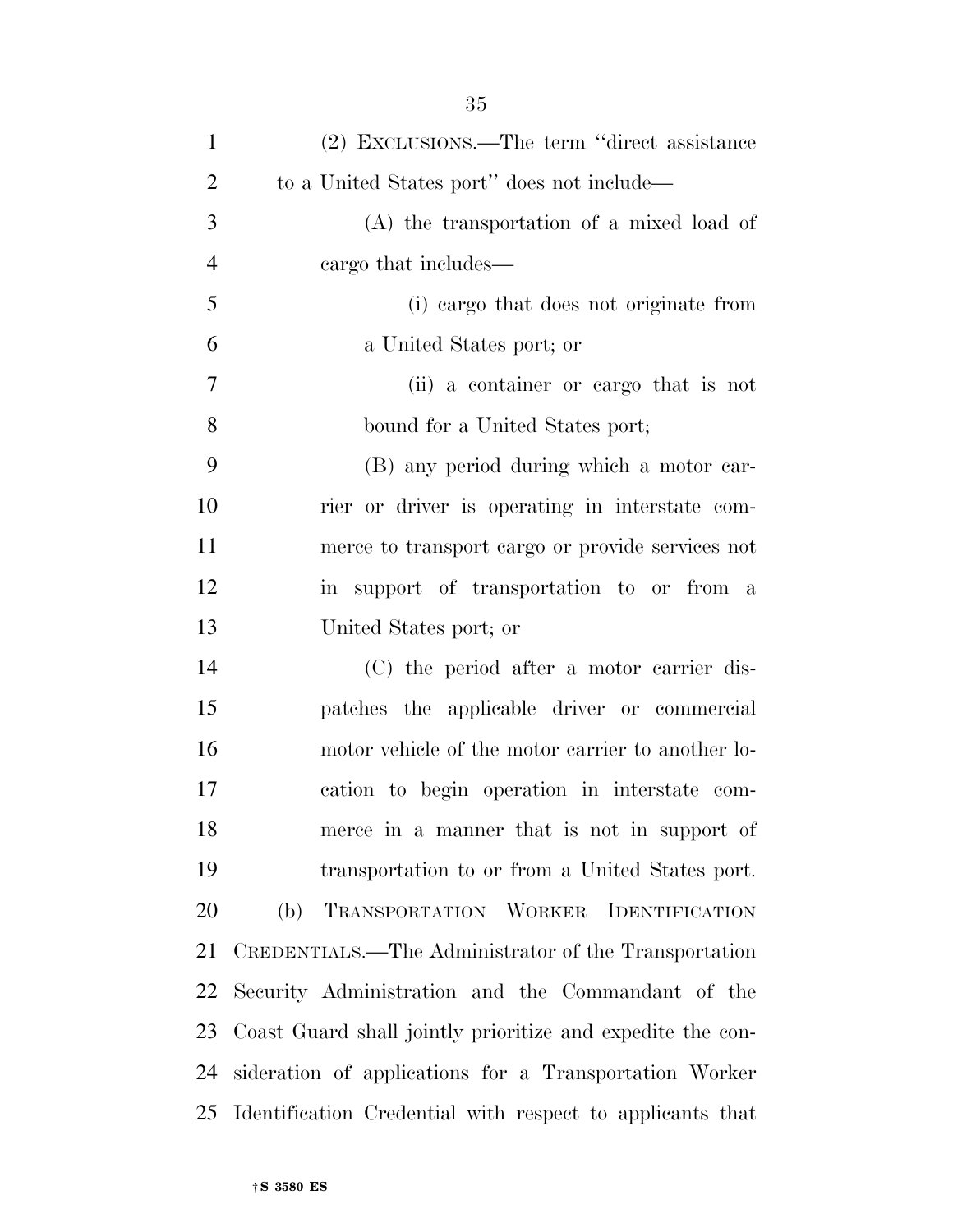(2) EXCLUSIONS.—The term "direct assistance to a United States port" does not include—

(A) the transportation of a mixed load of cargo that includes—

(i) cargo that does not originate from a United States port; or

(ii) a container or cargo that is not bound for a United States port;

(B) any period during which a motor carrier or driver is operating in interstate commerce to transport cargo or provide services not in support of transportation to or from a United States port; or

(C) the period after a motor carrier dispatches the applicable driver or commercial motor vehicle of the motor carrier to another location to begin operation in interstate commerce in a manner that is not in support of transportation to or from a United States port.

(b) TRANSPORTATION WORKER IDENTIFICATION CREDENTIALS.—The Administrator of the Transportation Security Administration and the Commandant of the Coast Guard shall jointly prioritize and expedite the consideration of applications for a Transportation Worker Identification Credential with respect to applicants that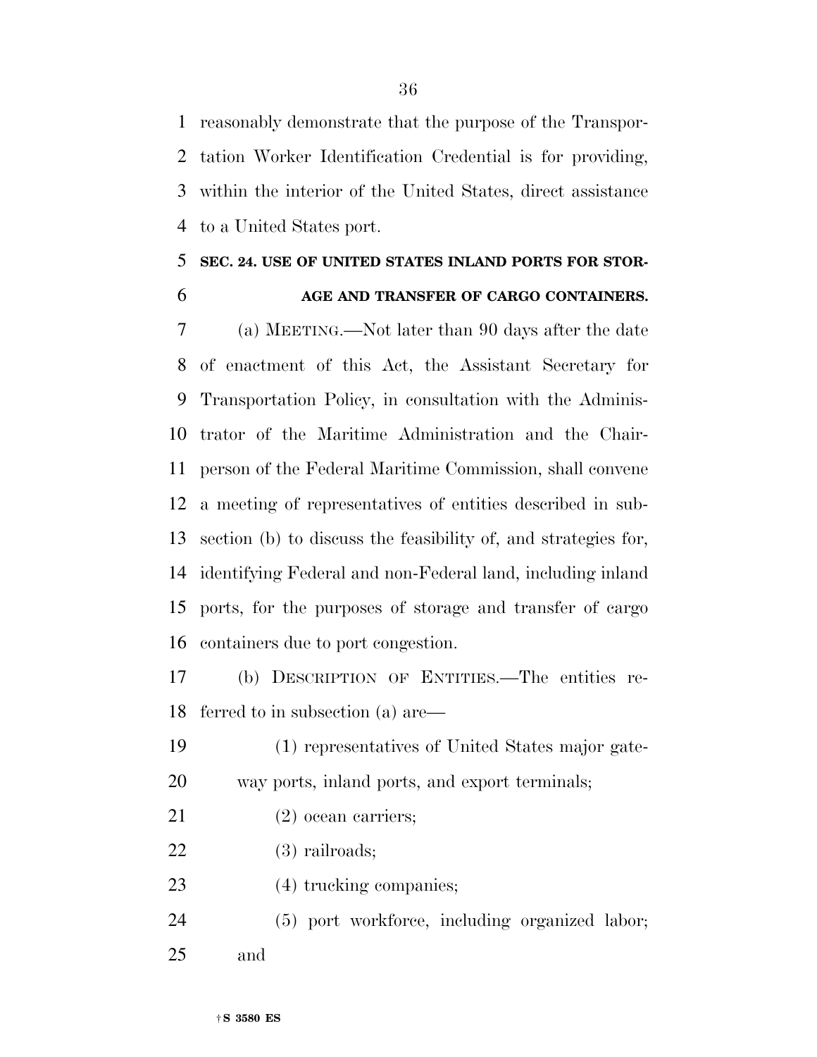reasonably demonstrate that the purpose of the Transportation Worker Identification Credential is for providing, within the interior of the United States, direct assistance to a United States port.

**SEC. 24. USE OF UNITED STATES INLAND PORTS FOR STORAGE AND TRANSFER OF CARGO CONTAINERS.**

(a) MEETING.—Not later than 90 days after the date of enactment of this Act, the Assistant Secretary for Transportation Policy, in consultation with the Administrator of the Maritime Administration and the Chairperson of the Federal Maritime Commission, shall convene a meeting of representatives of entities described in subsection (b) to discuss the feasibility of, and strategies for, identifying Federal and non-Federal land, including inland ports, for the purposes of storage and transfer of cargo containers due to port congestion.

(b) DESCRIPTION OF ENTITIES.—The entities referred to in subsection (a) are—

(1) representatives of United States major gateway ports, inland ports, and export terminals;

(2) ocean carriers;

(3) railroads;

(4) trucking companies;

(5) port workforce, including organized labor; and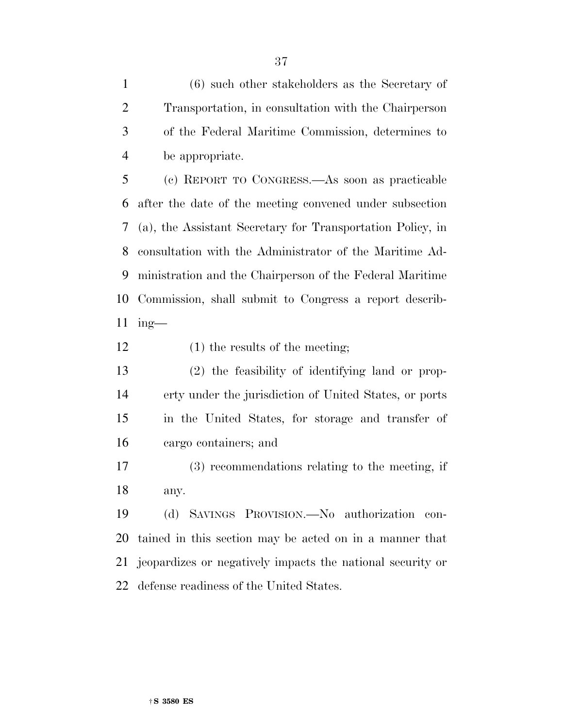(6) such other stakeholders as the Secretary of Transportation, in consultation with the Chairperson of the Federal Maritime Commission, determines to be appropriate.

(c) REPORT TO CONGRESS.—As soon as practicable after the date of the meeting convened under subsection (a), the Assistant Secretary for Transportation Policy, in consultation with the Administrator of the Maritime Administration and the Chairperson of the Federal Maritime Commission, shall submit to Congress a report describing—

(1) the results of the meeting;

(2) the feasibility of identifying land or property under the jurisdiction of United States, or ports in the United States, for storage and transfer of cargo containers; and

(3) recommendations relating to the meeting, if any.

(d) SAVINGS PROVISION.—No authorization contained in this section may be acted on in a manner that jeopardizes or negatively impacts the national security or defense readiness of the United States.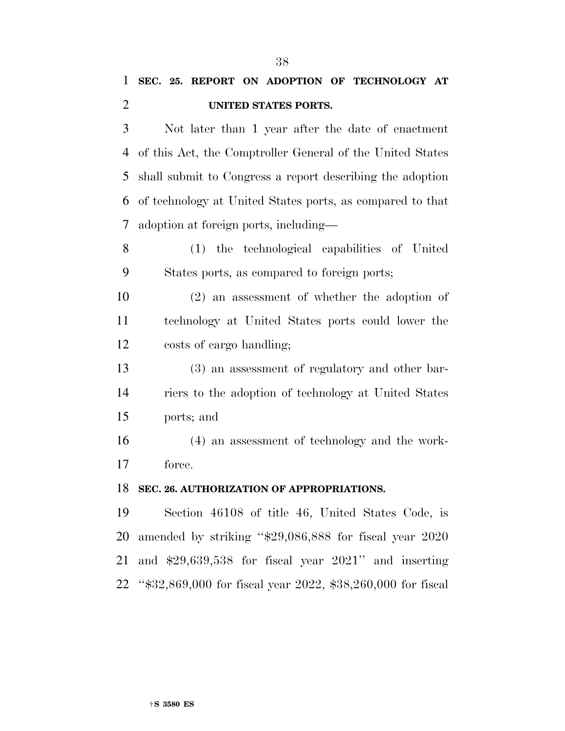**SEC. 25. REPORT ON ADOPTION OF TECHNOLOGY AT UNITED STATES PORTS.**

Not later than 1 year after the date of enactment of this Act, the Comptroller General of the United States shall submit to Congress a report describing the adoption of technology at United States ports, as compared to that adoption at foreign ports, including—

(1) the technological capabilities of United States ports, as compared to foreign ports;

(2) an assessment of whether the adoption of technology at United States ports could lower the costs of cargo handling;

(3) an assessment of regulatory and other barriers to the adoption of technology at United States ports; and

(4) an assessment of technology and the workforce.

**SEC. 26. AUTHORIZATION OF APPROPRIATIONS.**

Section 46108 of title 46, United States Code, is amended by striking "$29,086,888 for fiscal year 2020 and $29,639,538 for fiscal year 2021" and inserting "$32,869,000 for fiscal year 2022, $38,260,000 for fiscal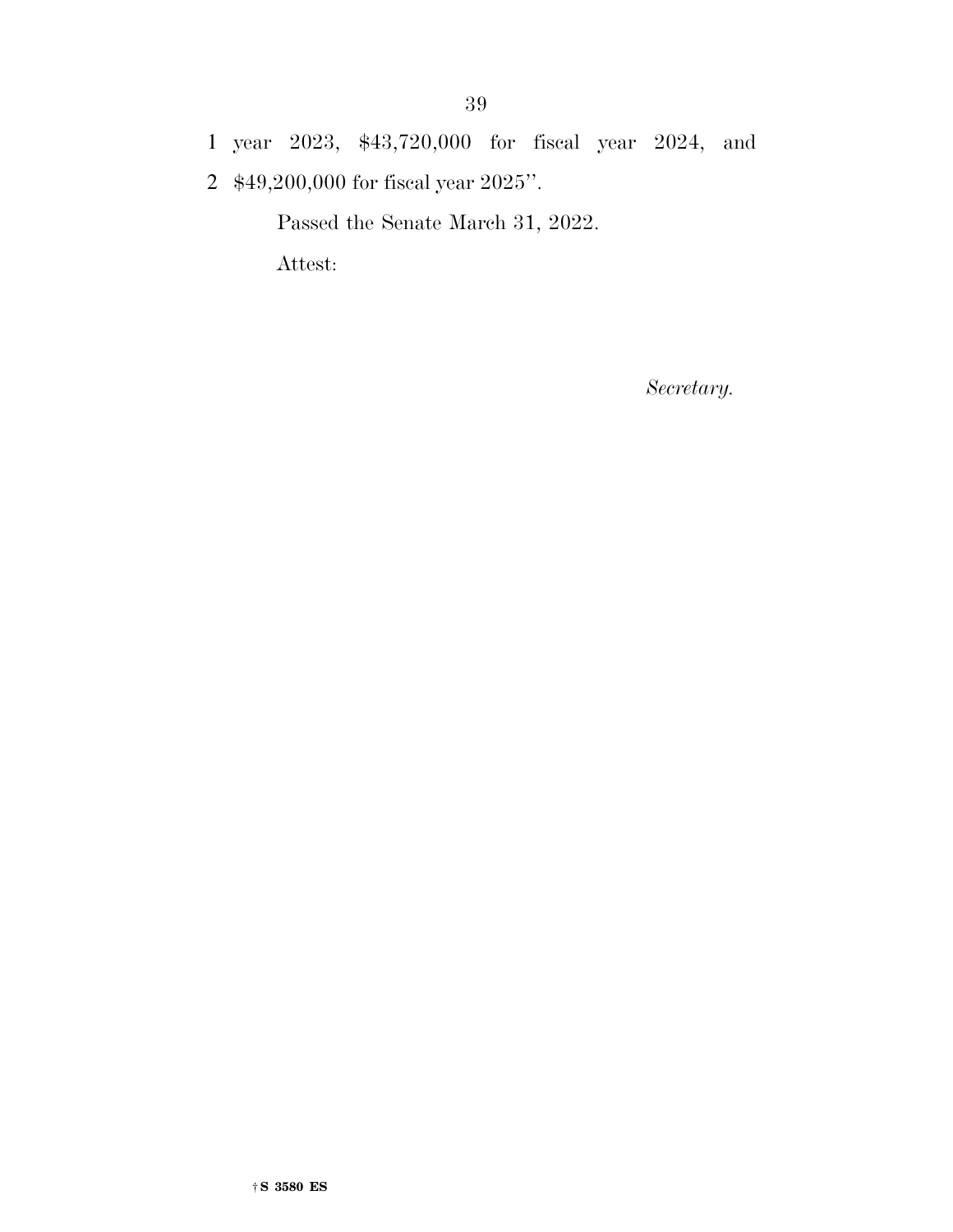year 2023, $43,720,000 for fiscal year 2024, and $49,200,000 for fiscal year 2025''.

Passed the Senate March 31, 2022.

Attest:

*Secretary.*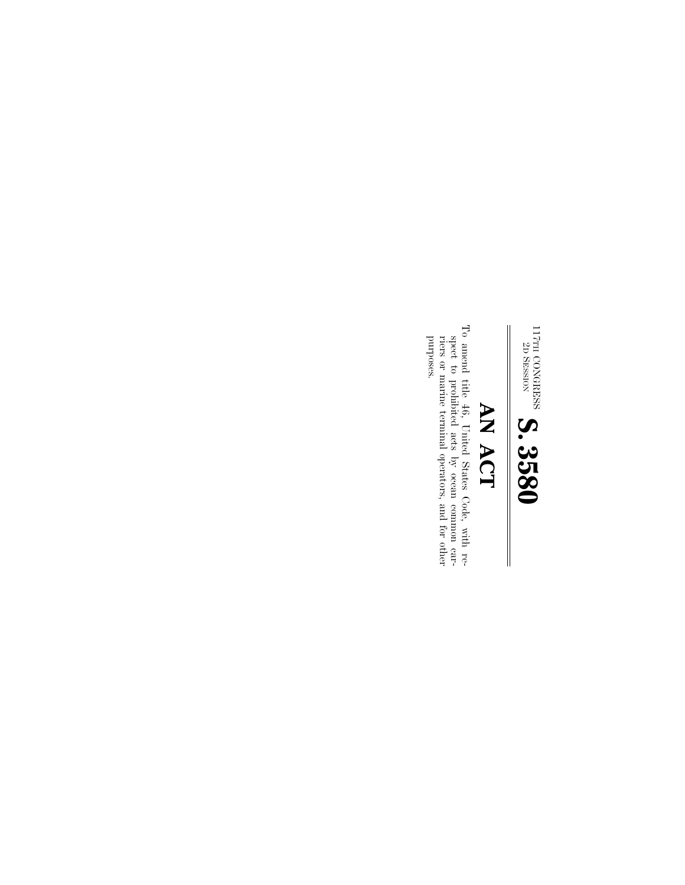117TH CONGRESS
2D SESSION

# S. 3580

---

# AN ACT

To amend title 46, United States Code, with respect to prohibited acts by ocean common carriers or marine terminal operators, and for other purposes.